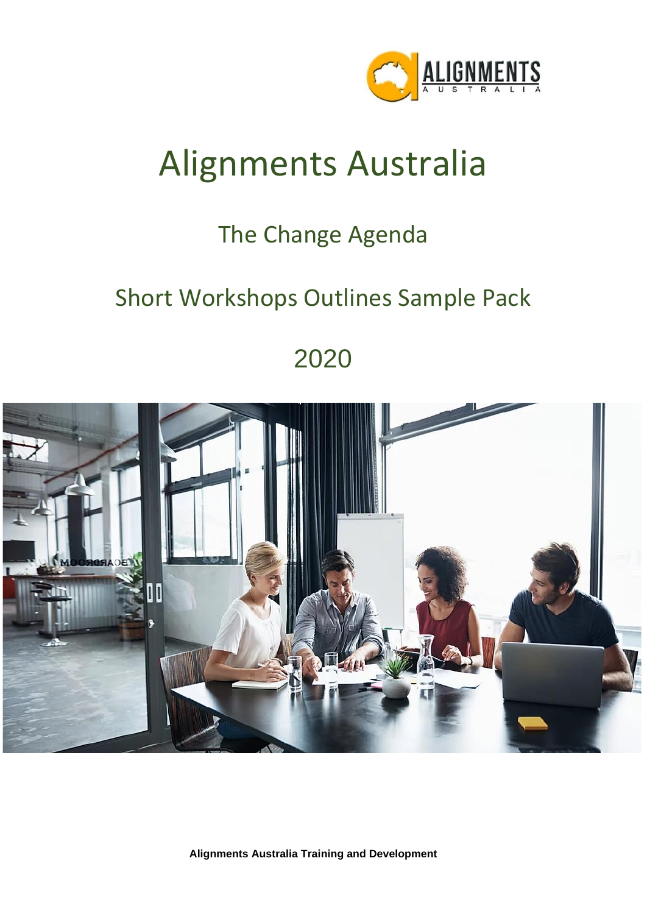# Alignments Australia

## The Change Agenda

## Short Workshops Outlines Sample Pack

## 2020

**Alignments Australia Training and Development**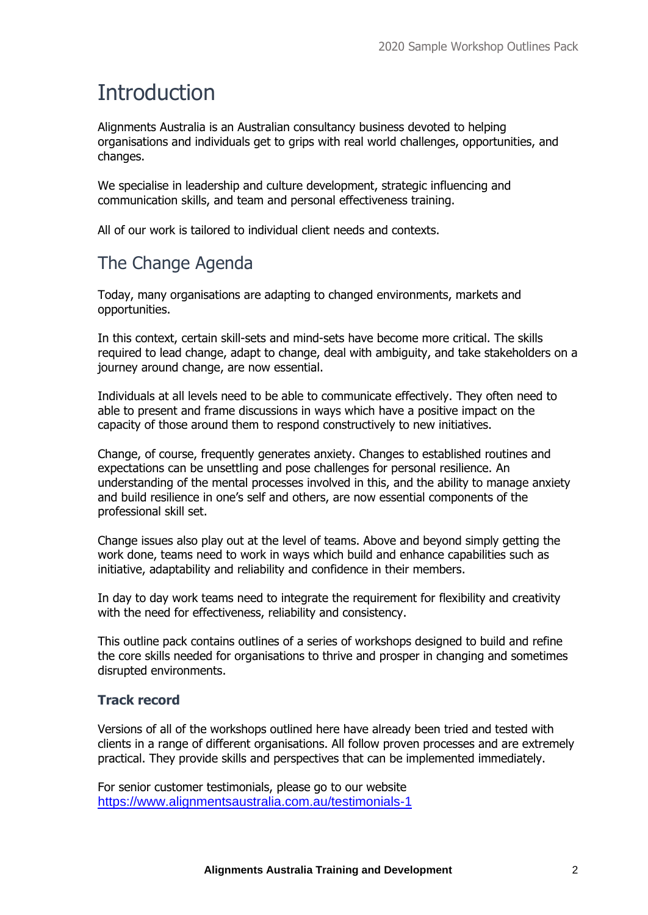# Introduction

Alignments Australia is an Australian consultancy business devoted to helping organisations and individuals get to grips with real world challenges, opportunities, and changes.

We specialise in leadership and culture development, strategic influencing and communication skills, and team and personal effectiveness training.

All of our work is tailored to individual client needs and contexts.

## The Change Agenda

Today, many organisations are adapting to changed environments, markets and opportunities.

In this context, certain skill-sets and mind-sets have become more critical. The skills required to lead change, adapt to change, deal with ambiguity, and take stakeholders on a journey around change, are now essential.

Individuals at all levels need to be able to communicate effectively. They often need to able to present and frame discussions in ways which have a positive impact on the capacity of those around them to respond constructively to new initiatives.

Change, of course, frequently generates anxiety. Changes to established routines and expectations can be unsettling and pose challenges for personal resilience. An understanding of the mental processes involved in this, and the ability to manage anxiety and build resilience in one's self and others, are now essential components of the professional skill set.

Change issues also play out at the level of teams. Above and beyond simply getting the work done, teams need to work in ways which build and enhance capabilities such as initiative, adaptability and reliability and confidence in their members.

In day to day work teams need to integrate the requirement for flexibility and creativity with the need for effectiveness, reliability and consistency.

This outline pack contains outlines of a series of workshops designed to build and refine the core skills needed for organisations to thrive and prosper in changing and sometimes disrupted environments.

### Track record

Versions of all of the workshops outlined here have already been tried and tested with clients in a range of different organisations. All follow proven processes and are extremely practical. They provide skills and perspectives that can be implemented immediately.

For senior customer testimonials, please go to our website [https://www.alignmentsaustralia.com.au/testimonials-1](https://www.alignmentsaustralia.com.au/testimonials-1)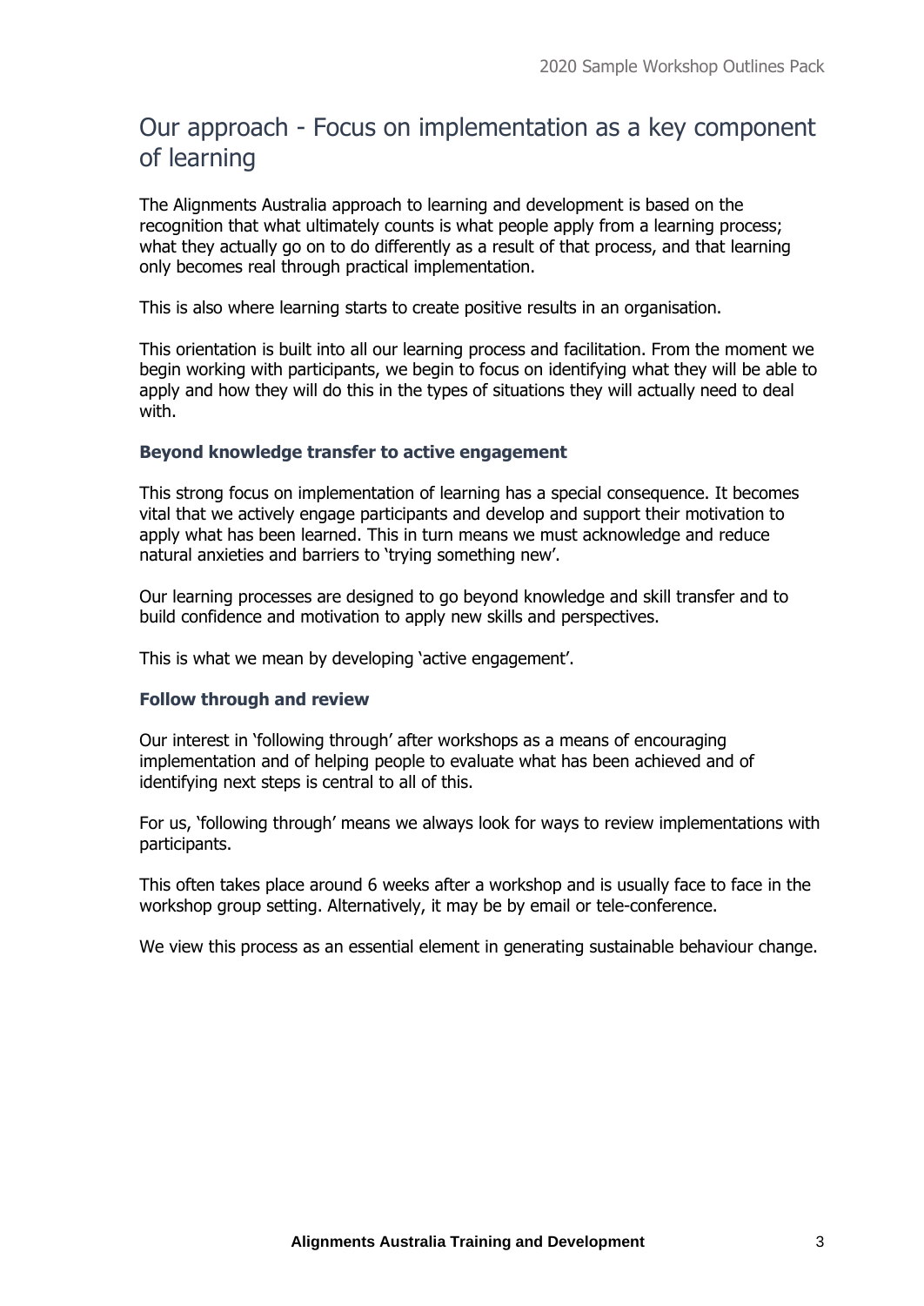# Our approach - Focus on implementation as a key component of learning

The Alignments Australia approach to learning and development is based on the recognition that what ultimately counts is what people apply from a learning process; what they actually go on to do differently as a result of that process, and that learning only becomes real through practical implementation.

This is also where learning starts to create positive results in an organisation.

This orientation is built into all our learning process and facilitation. From the moment we begin working with participants, we begin to focus on identifying what they will be able to apply and how they will do this in the types of situations they will actually need to deal with.

### Beyond knowledge transfer to active engagement

This strong focus on implementation of learning has a special consequence. It becomes vital that we actively engage participants and develop and support their motivation to apply what has been learned. This in turn means we must acknowledge and reduce natural anxieties and barriers to 'trying something new'.

Our learning processes are designed to go beyond knowledge and skill transfer and to build confidence and motivation to apply new skills and perspectives.

This is what we mean by developing 'active engagement'.

### Follow through and review

Our interest in 'following through' after workshops as a means of encouraging implementation and of helping people to evaluate what has been achieved and of identifying next steps is central to all of this.

For us, 'following through' means we always look for ways to review implementations with participants.

This often takes place around 6 weeks after a workshop and is usually face to face in the workshop group setting. Alternatively, it may be by email or tele-conference.

We view this process as an essential element in generating sustainable behaviour change.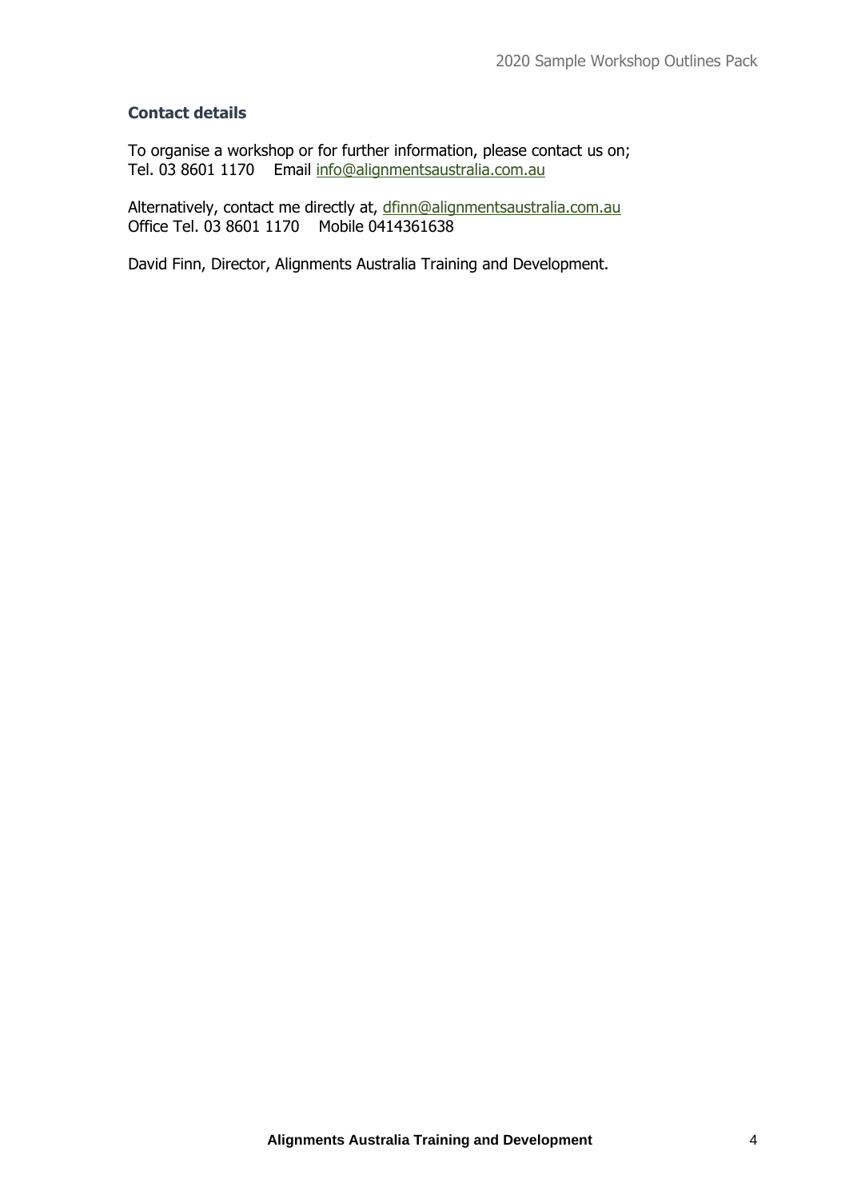### Contact details

To organise a workshop or for further information, please contact us on;
Tel. 03 8601 1170    Email info@alignmentsaustralia.com.au

Alternatively, contact me directly at, dfinn@alignmentsaustralia.com.au
Office Tel. 03 8601 1170    Mobile 0414361638

David Finn, Director, Alignments Australia Training and Development.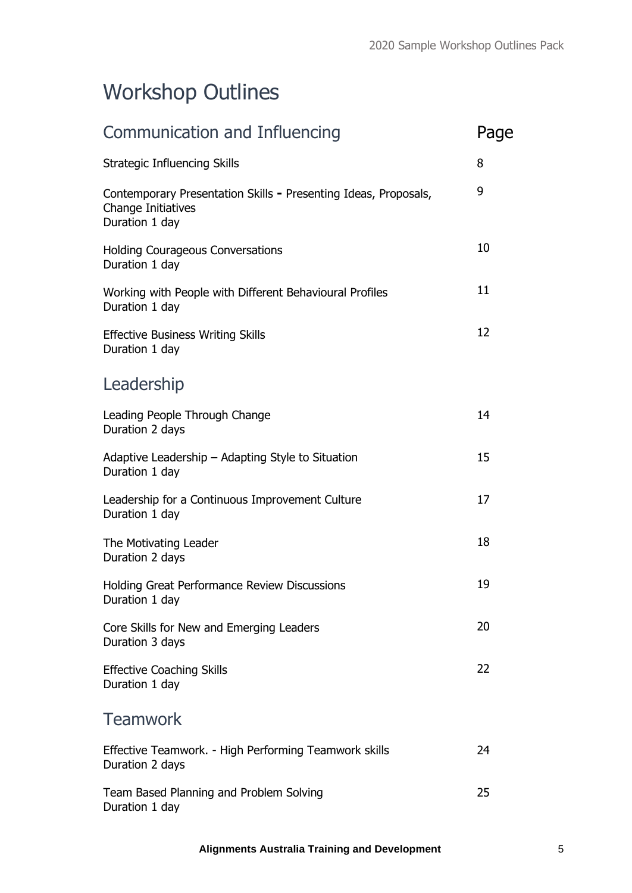# Workshop Outlines

| Communication and Influencing | Page |
|---|---|
| Strategic Influencing Skills | 8 |
| Contemporary Presentation Skills - Presenting Ideas, Proposals, Change Initiatives<br>Duration 1 day | 9 |
| Holding Courageous Conversations<br>Duration 1 day | 10 |
| Working with People with Different Behavioural Profiles<br>Duration 1 day | 11 |
| Effective Business Writing Skills<br>Duration 1 day | 12 |
| **Leadership** | |
| Leading People Through Change<br>Duration 2 days | 14 |
| Adaptive Leadership – Adapting Style to Situation<br>Duration 1 day | 15 |
| Leadership for a Continuous Improvement Culture<br>Duration 1 day | 17 |
| The Motivating Leader<br>Duration 2 days | 18 |
| Holding Great Performance Review Discussions<br>Duration 1 day | 19 |
| Core Skills for New and Emerging Leaders<br>Duration 3 days | 20 |
| Effective Coaching Skills<br>Duration 1 day | 22 |
| **Teamwork** | |
| Effective Teamwork. - High Performing Teamwork skills<br>Duration 2 days | 24 |
| Team Based Planning and Problem Solving<br>Duration 1 day | 25 |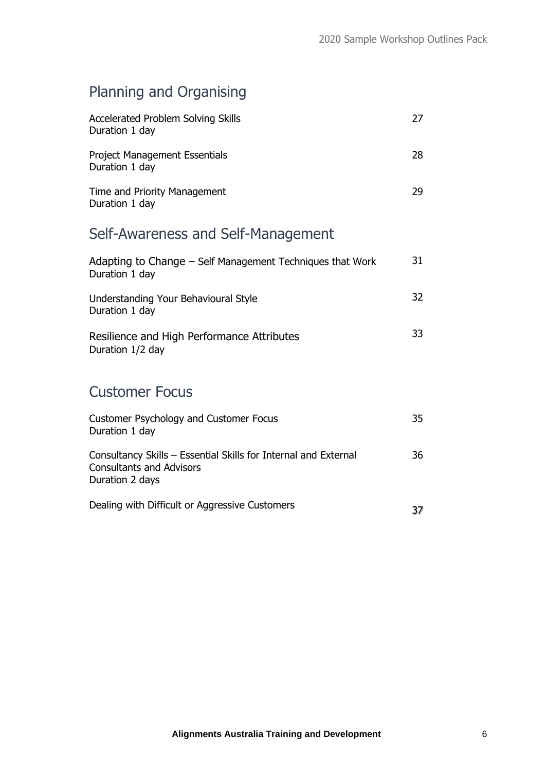## Planning and Organising

| | |
|---|---|
| Accelerated Problem Solving Skills<br>Duration 1 day | 27 |
| Project Management Essentials<br>Duration 1 day | 28 |
| Time and Priority Management<br>Duration 1 day | 29 |

## Self-Awareness and Self-Management

| | |
|---|---|
| Adapting to Change – Self Management Techniques that Work<br>Duration 1 day | 31 |
| Understanding Your Behavioural Style<br>Duration 1 day | 32 |
| Resilience and High Performance Attributes<br>Duration 1/2 day | 33 |

## Customer Focus

| | |
|---|---|
| Customer Psychology and Customer Focus<br>Duration 1 day | 35 |
| Consultancy Skills – Essential Skills for Internal and External Consultants and Advisors<br>Duration 2 days | 36 |
| Dealing with Difficult or Aggressive Customers | 37 |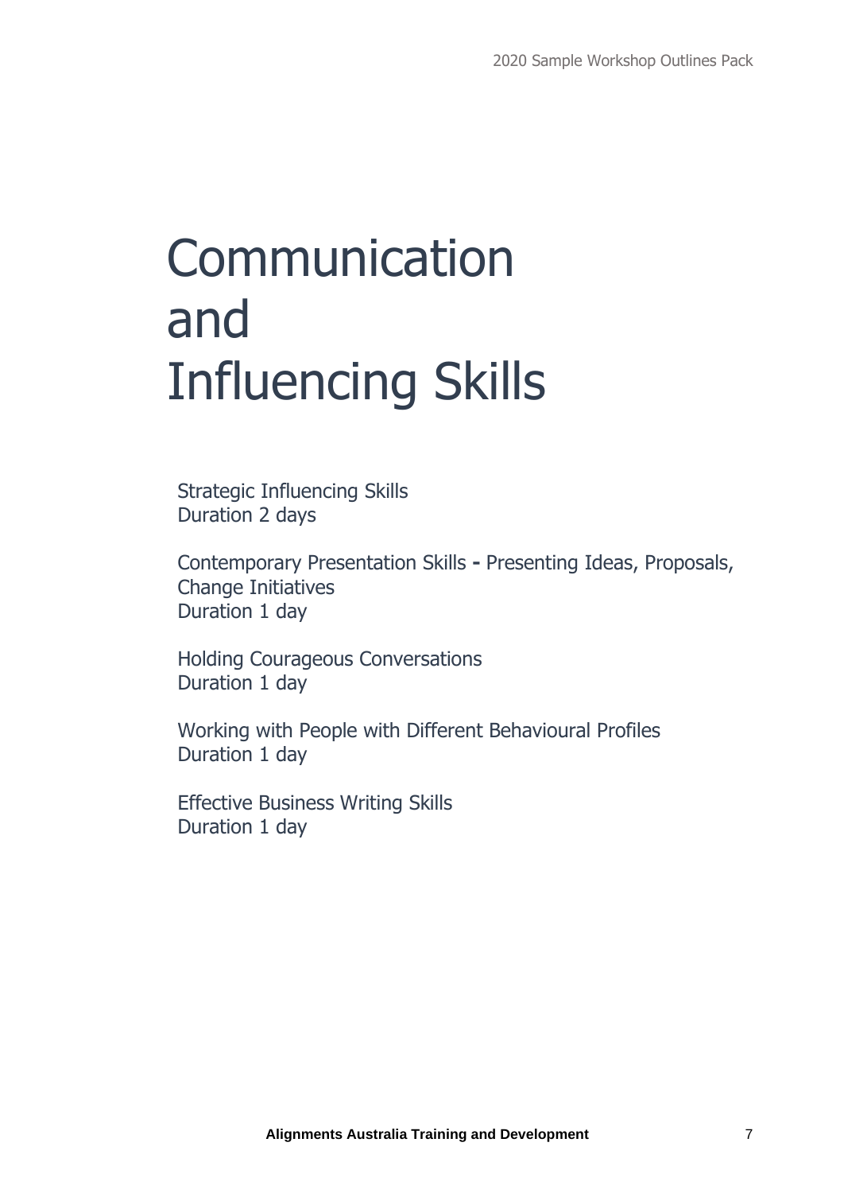# Communication and Influencing Skills

Strategic Influencing Skills
Duration 2 days

Contemporary Presentation Skills **-** Presenting Ideas, Proposals, Change Initiatives
Duration 1 day

Holding Courageous Conversations
Duration 1 day

Working with People with Different Behavioural Profiles
Duration 1 day

Effective Business Writing Skills
Duration 1 day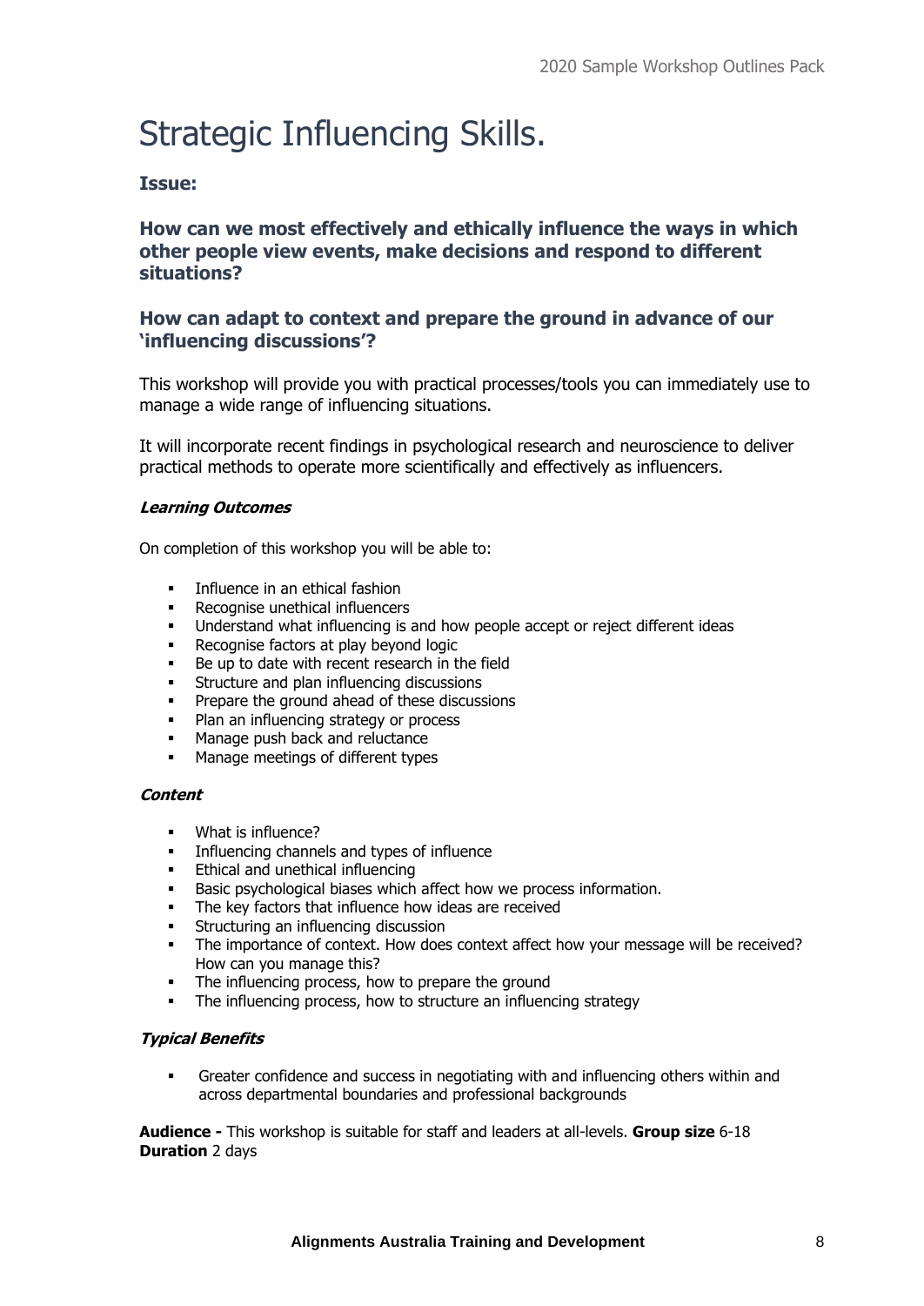# Strategic Influencing Skills.

### Issue:

### How can we most effectively and ethically influence the ways in which other people view events, make decisions and respond to different situations?

### How can adapt to context and prepare the ground in advance of our 'influencing discussions'?

This workshop will provide you with practical processes/tools you can immediately use to manage a wide range of influencing situations.

It will incorporate recent findings in psychological research and neuroscience to deliver practical methods to operate more scientifically and effectively as influencers.

***Learning Outcomes***

On completion of this workshop you will be able to:

- Influence in an ethical fashion
- Recognise unethical influencers
- Understand what influencing is and how people accept or reject different ideas
- Recognise factors at play beyond logic
- Be up to date with recent research in the field
- Structure and plan influencing discussions
- Prepare the ground ahead of these discussions
- Plan an influencing strategy or process
- Manage push back and reluctance
- Manage meetings of different types

***Content***

- What is influence?
- Influencing channels and types of influence
- Ethical and unethical influencing
- Basic psychological biases which affect how we process information.
- The key factors that influence how ideas are received
- Structuring an influencing discussion
- The importance of context. How does context affect how your message will be received? How can you manage this?
- The influencing process, how to prepare the ground
- The influencing process, how to structure an influencing strategy

***Typical Benefits***

- Greater confidence and success in negotiating with and influencing others within and across departmental boundaries and professional backgrounds

**Audience -** This workshop is suitable for staff and leaders at all-levels. **Group size** 6-18
**Duration** 2 days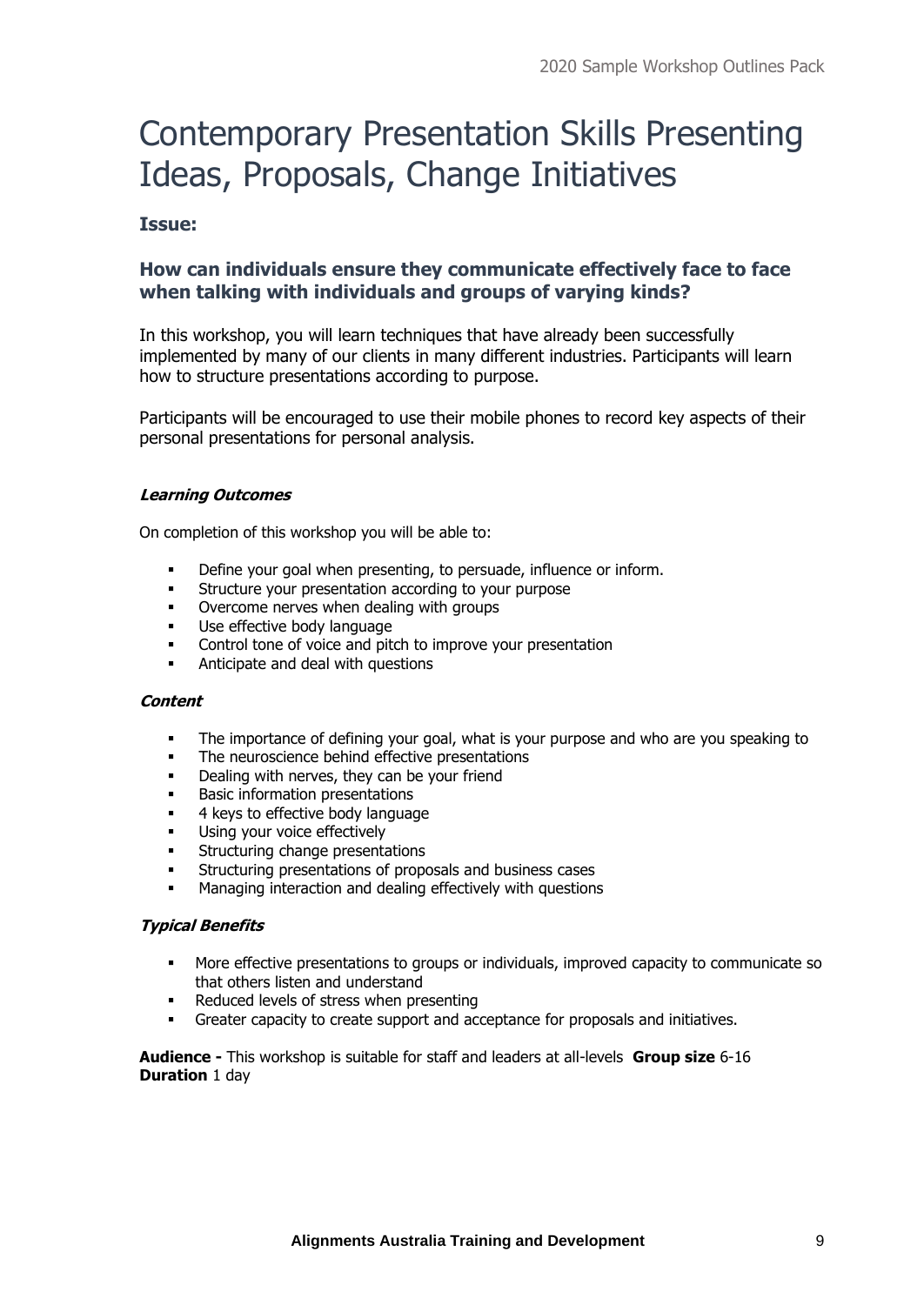# Contemporary Presentation Skills Presenting Ideas, Proposals, Change Initiatives

### Issue:

### How can individuals ensure they communicate effectively face to face when talking with individuals and groups of varying kinds?

In this workshop, you will learn techniques that have already been successfully implemented by many of our clients in many different industries. Participants will learn how to structure presentations according to purpose.

Participants will be encouraged to use their mobile phones to record key aspects of their personal presentations for personal analysis.

***Learning Outcomes***

On completion of this workshop you will be able to:

- Define your goal when presenting, to persuade, influence or inform.
- Structure your presentation according to your purpose
- Overcome nerves when dealing with groups
- Use effective body language
- Control tone of voice and pitch to improve your presentation
- Anticipate and deal with questions

***Content***

- The importance of defining your goal, what is your purpose and who are you speaking to
- The neuroscience behind effective presentations
- Dealing with nerves, they can be your friend
- Basic information presentations
- 4 keys to effective body language
- Using your voice effectively
- Structuring change presentations
- Structuring presentations of proposals and business cases
- Managing interaction and dealing effectively with questions

***Typical Benefits***

- More effective presentations to groups or individuals, improved capacity to communicate so that others listen and understand
- Reduced levels of stress when presenting
- Greater capacity to create support and acceptance for proposals and initiatives.

**Audience -** This workshop is suitable for staff and leaders at all-levels **Group size** 6-16
**Duration** 1 day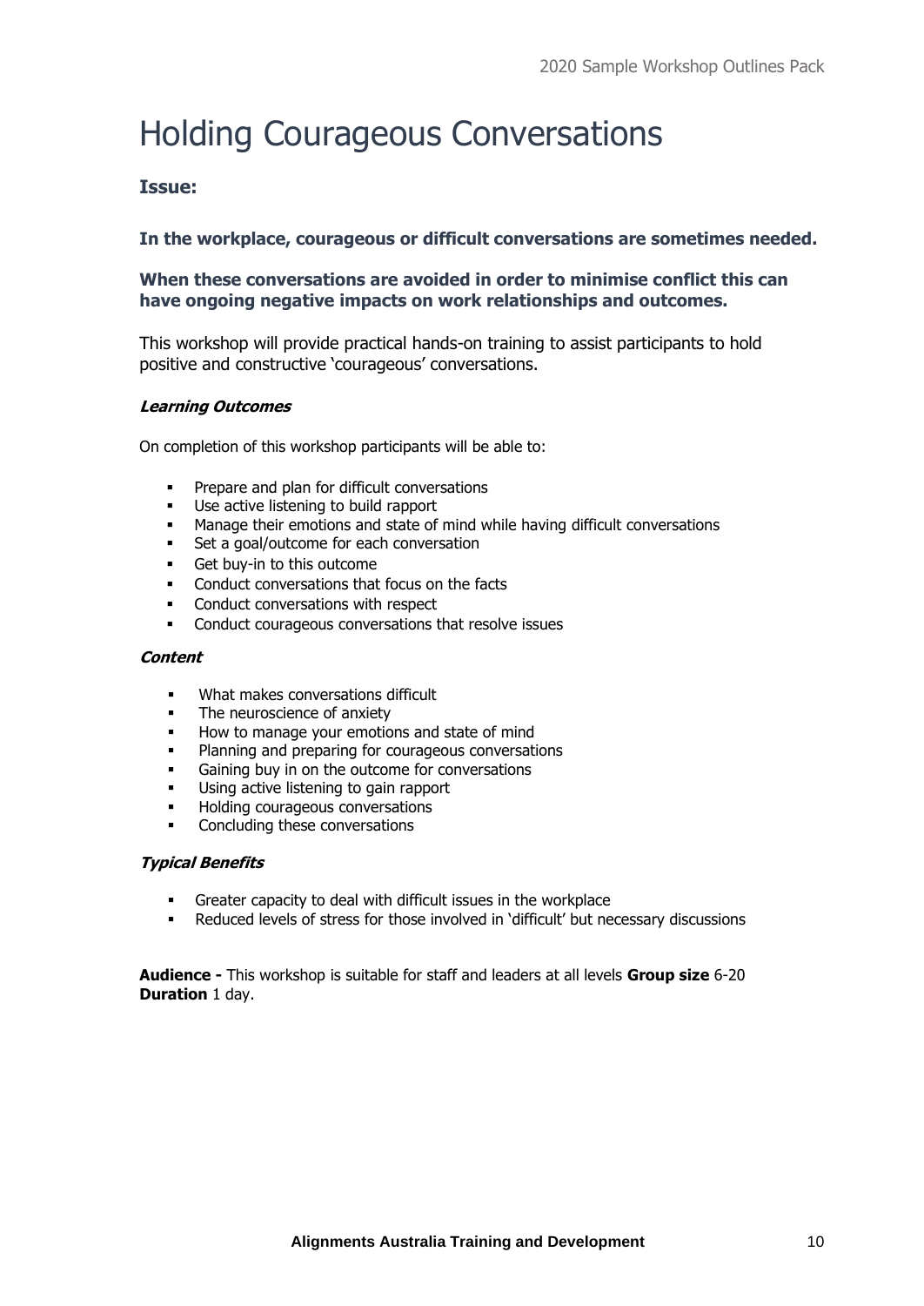# Holding Courageous Conversations

## Issue:

**In the workplace, courageous or difficult conversations are sometimes needed.**

**When these conversations are avoided in order to minimise conflict this can have ongoing negative impacts on work relationships and outcomes.**

This workshop will provide practical hands-on training to assist participants to hold positive and constructive 'courageous' conversations.

***Learning Outcomes***

On completion of this workshop participants will be able to:

- Prepare and plan for difficult conversations
- Use active listening to build rapport
- Manage their emotions and state of mind while having difficult conversations
- Set a goal/outcome for each conversation
- Get buy-in to this outcome
- Conduct conversations that focus on the facts
- Conduct conversations with respect
- Conduct courageous conversations that resolve issues

***Content***

- What makes conversations difficult
- The neuroscience of anxiety
- How to manage your emotions and state of mind
- Planning and preparing for courageous conversations
- Gaining buy in on the outcome for conversations
- Using active listening to gain rapport
- Holding courageous conversations
- Concluding these conversations

***Typical Benefits***

- Greater capacity to deal with difficult issues in the workplace
- Reduced levels of stress for those involved in 'difficult' but necessary discussions

**Audience -** This workshop is suitable for staff and leaders at all levels **Group size** 6-20 **Duration** 1 day.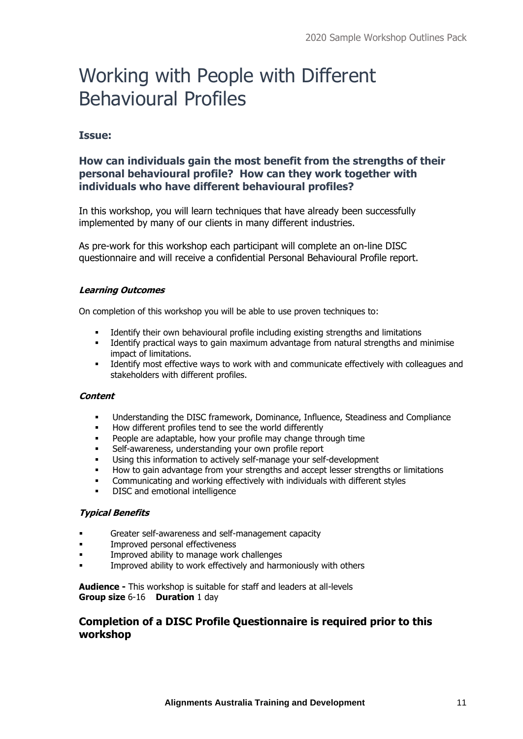# Working with People with Different Behavioural Profiles

### Issue:

### How can individuals gain the most benefit from the strengths of their personal behavioural profile? How can they work together with individuals who have different behavioural profiles?

In this workshop, you will learn techniques that have already been successfully implemented by many of our clients in many different industries.

As pre-work for this workshop each participant will complete an on-line DISC questionnaire and will receive a confidential Personal Behavioural Profile report.

#### *Learning Outcomes*

On completion of this workshop you will be able to use proven techniques to:

- Identify their own behavioural profile including existing strengths and limitations
- Identify practical ways to gain maximum advantage from natural strengths and minimise impact of limitations.
- Identify most effective ways to work with and communicate effectively with colleagues and stakeholders with different profiles.

#### *Content*

- Understanding the DISC framework, Dominance, Influence, Steadiness and Compliance
- How different profiles tend to see the world differently
- People are adaptable, how your profile may change through time
- Self-awareness, understanding your own profile report
- Using this information to actively self-manage your self-development
- How to gain advantage from your strengths and accept lesser strengths or limitations
- Communicating and working effectively with individuals with different styles
- DISC and emotional intelligence

#### *Typical Benefits*

- Greater self-awareness and self-management capacity
- Improved personal effectiveness
- Improved ability to manage work challenges
- Improved ability to work effectively and harmoniously with others

**Audience -** This workshop is suitable for staff and leaders at all-levels
**Group size** 6-16 **Duration** 1 day

### Completion of a DISC Profile Questionnaire is required prior to this workshop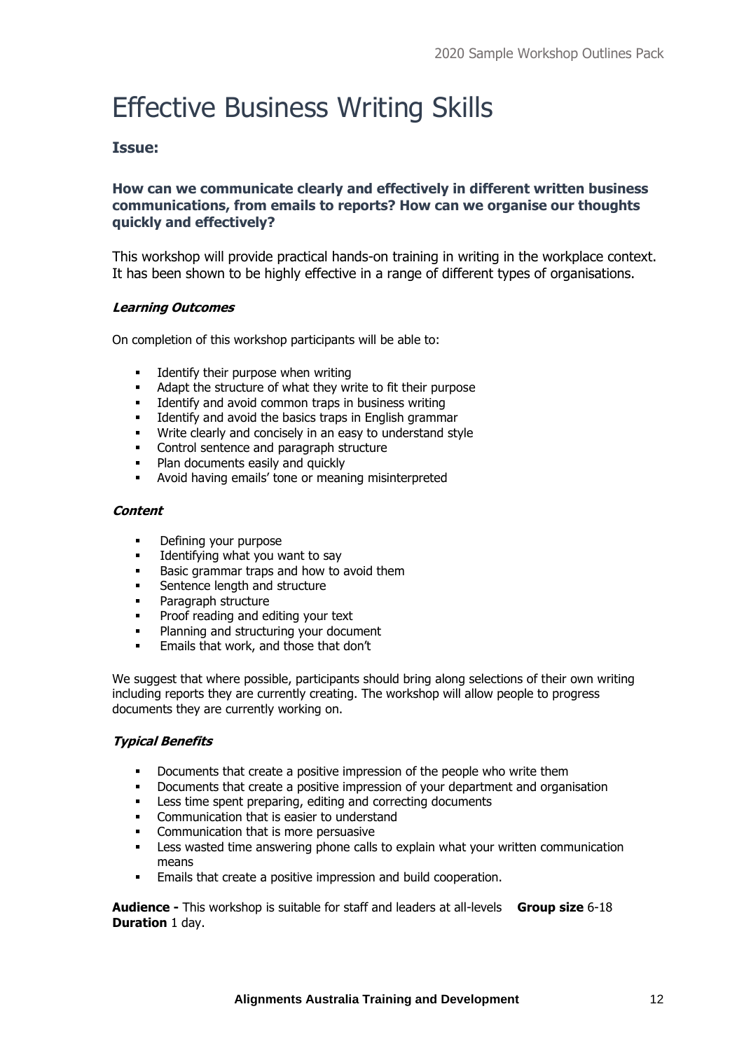# Effective Business Writing Skills

### Issue:

**How can we communicate clearly and effectively in different written business communications, from emails to reports? How can we organise our thoughts quickly and effectively?**

This workshop will provide practical hands-on training in writing in the workplace context. It has been shown to be highly effective in a range of different types of organisations.

***Learning Outcomes***

On completion of this workshop participants will be able to:

- Identify their purpose when writing
- Adapt the structure of what they write to fit their purpose
- Identify and avoid common traps in business writing
- Identify and avoid the basics traps in English grammar
- Write clearly and concisely in an easy to understand style
- Control sentence and paragraph structure
- Plan documents easily and quickly
- Avoid having emails' tone or meaning misinterpreted

***Content***

- Defining your purpose
- Identifying what you want to say
- Basic grammar traps and how to avoid them
- Sentence length and structure
- Paragraph structure
- Proof reading and editing your text
- Planning and structuring your document
- Emails that work, and those that don't

We suggest that where possible, participants should bring along selections of their own writing including reports they are currently creating. The workshop will allow people to progress documents they are currently working on.

***Typical Benefits***

- Documents that create a positive impression of the people who write them
- Documents that create a positive impression of your department and organisation
- Less time spent preparing, editing and correcting documents
- Communication that is easier to understand
- Communication that is more persuasive
- Less wasted time answering phone calls to explain what your written communication means
- Emails that create a positive impression and build cooperation.

**Audience -** This workshop is suitable for staff and leaders at all-levels **Group size** 6-18
**Duration** 1 day.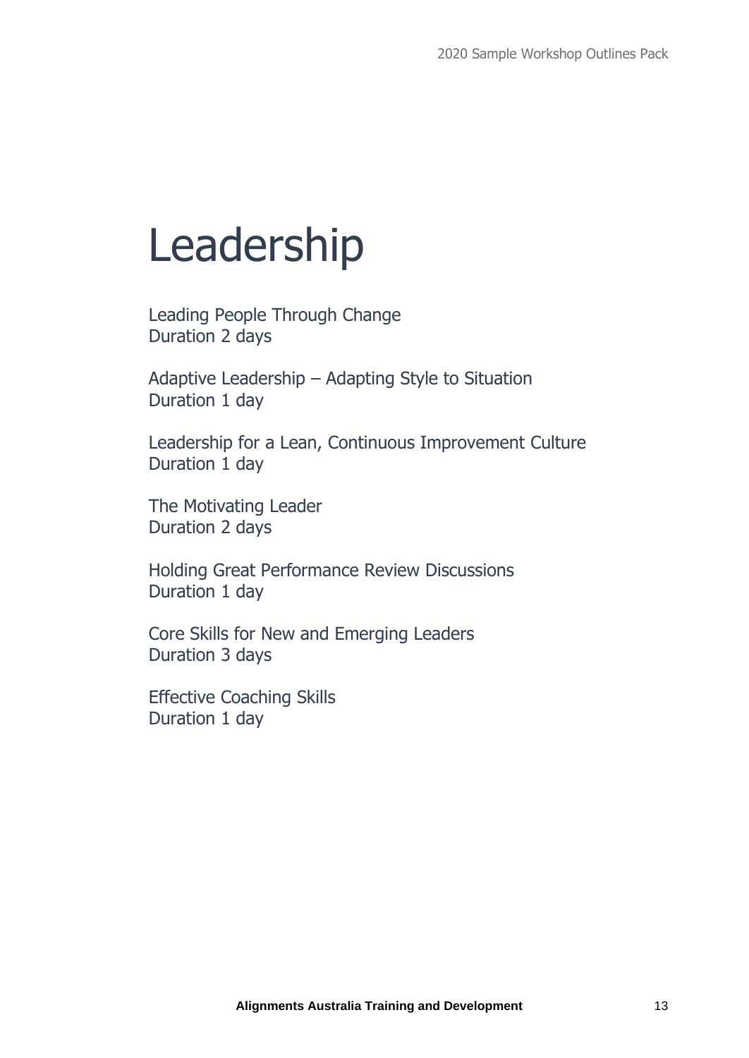# Leadership

Leading People Through Change
Duration 2 days

Adaptive Leadership – Adapting Style to Situation
Duration 1 day

Leadership for a Lean, Continuous Improvement Culture
Duration 1 day

The Motivating Leader
Duration 2 days

Holding Great Performance Review Discussions
Duration 1 day

Core Skills for New and Emerging Leaders
Duration 3 days

Effective Coaching Skills
Duration 1 day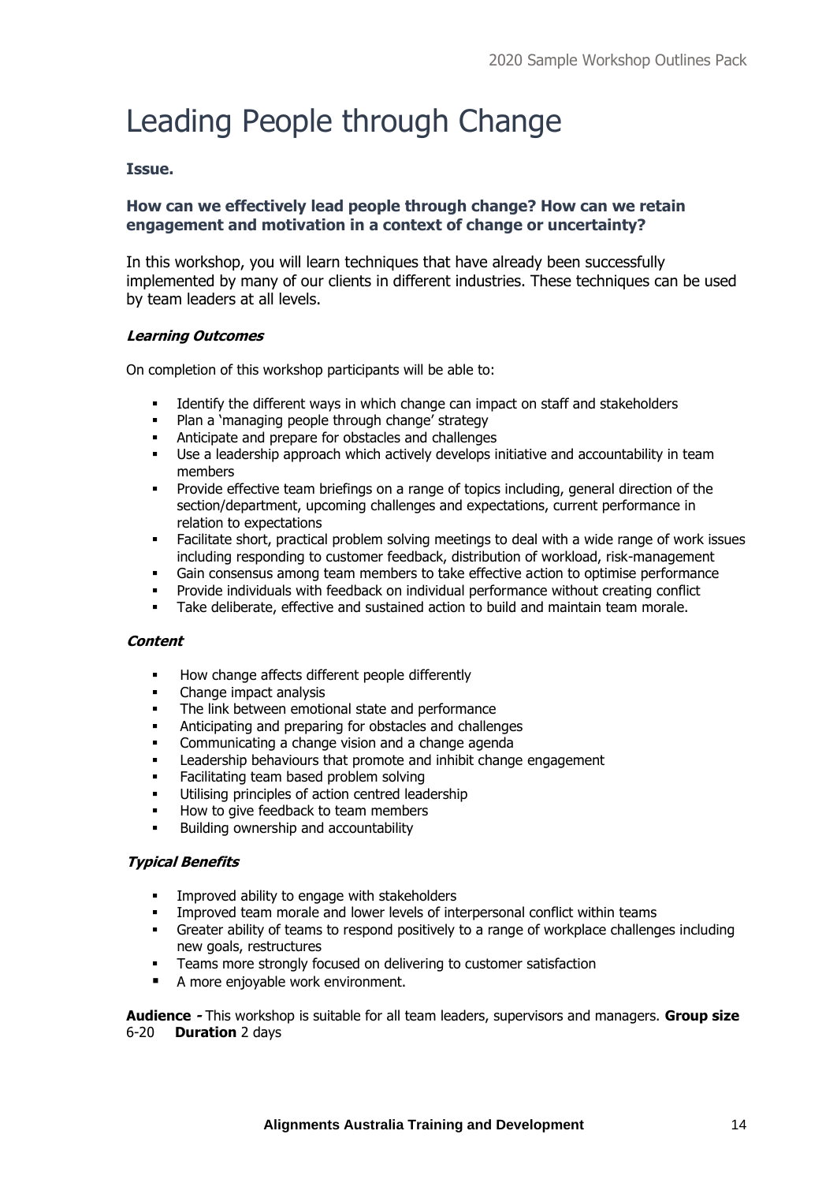# Leading People through Change

**Issue.**

**How can we effectively lead people through change? How can we retain engagement and motivation in a context of change or uncertainty?**

In this workshop, you will learn techniques that have already been successfully implemented by many of our clients in different industries. These techniques can be used by team leaders at all levels.

***Learning Outcomes***

On completion of this workshop participants will be able to:

- Identify the different ways in which change can impact on staff and stakeholders
- Plan a 'managing people through change' strategy
- Anticipate and prepare for obstacles and challenges
- Use a leadership approach which actively develops initiative and accountability in team members
- Provide effective team briefings on a range of topics including, general direction of the section/department, upcoming challenges and expectations, current performance in relation to expectations
- Facilitate short, practical problem solving meetings to deal with a wide range of work issues including responding to customer feedback, distribution of workload, risk-management
- Gain consensus among team members to take effective action to optimise performance
- Provide individuals with feedback on individual performance without creating conflict
- Take deliberate, effective and sustained action to build and maintain team morale.

***Content***

- How change affects different people differently
- Change impact analysis
- The link between emotional state and performance
- Anticipating and preparing for obstacles and challenges
- Communicating a change vision and a change agenda
- Leadership behaviours that promote and inhibit change engagement
- Facilitating team based problem solving
- Utilising principles of action centred leadership
- How to give feedback to team members
- Building ownership and accountability

***Typical Benefits***

- Improved ability to engage with stakeholders
- Improved team morale and lower levels of interpersonal conflict within teams
- Greater ability of teams to respond positively to a range of workplace challenges including new goals, restructures
- Teams more strongly focused on delivering to customer satisfaction
- A more enjoyable work environment.

**Audience -** This workshop is suitable for all team leaders, supervisors and managers. **Group size** 6-20 **Duration** 2 days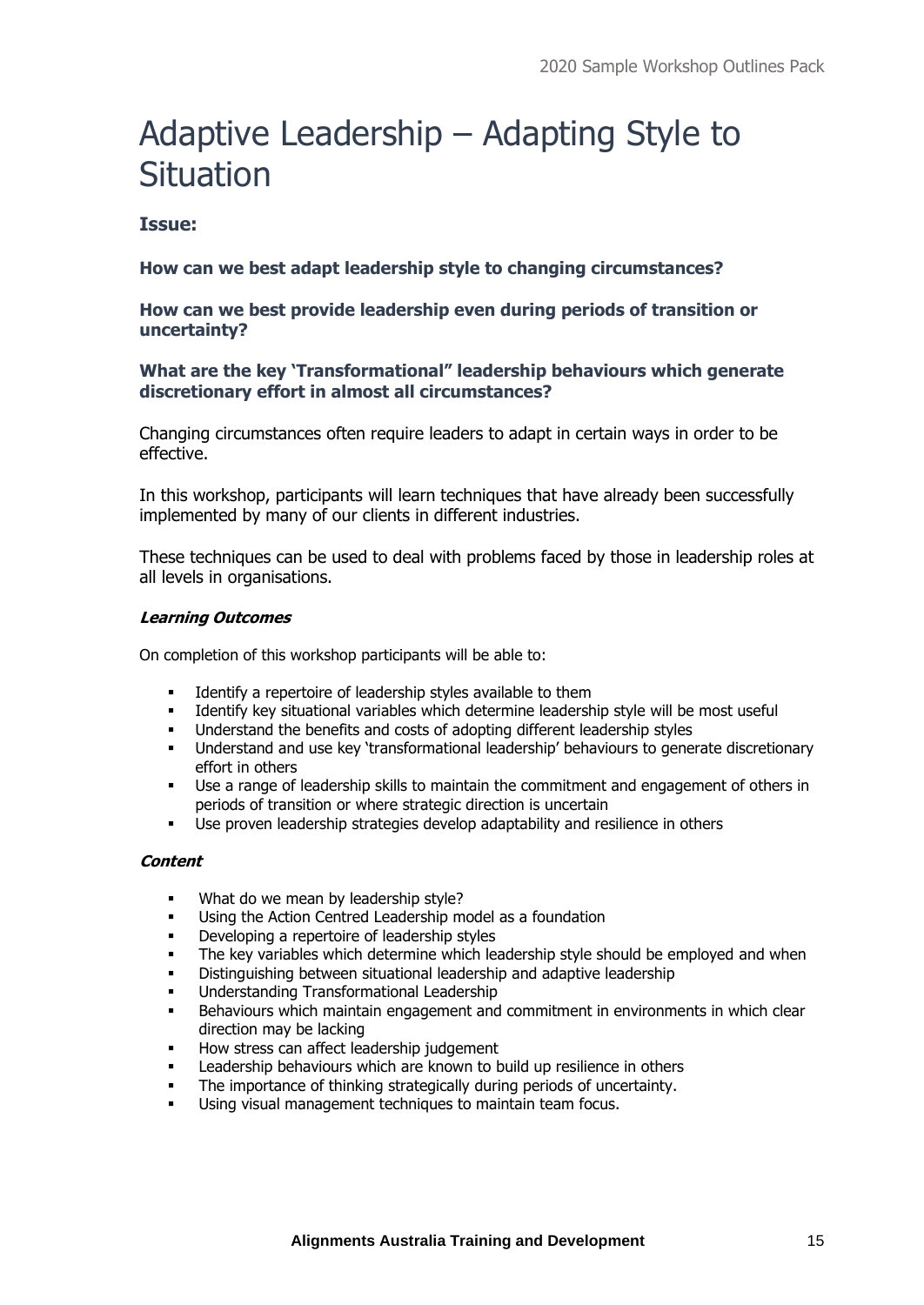# Adaptive Leadership – Adapting Style to Situation

**Issue:**

**How can we best adapt leadership style to changing circumstances?**

**How can we best provide leadership even during periods of transition or uncertainty?**

**What are the key 'Transformational" leadership behaviours which generate discretionary effort in almost all circumstances?**

Changing circumstances often require leaders to adapt in certain ways in order to be effective.

In this workshop, participants will learn techniques that have already been successfully implemented by many of our clients in different industries.

These techniques can be used to deal with problems faced by those in leadership roles at all levels in organisations.

***Learning Outcomes***

On completion of this workshop participants will be able to:

- Identify a repertoire of leadership styles available to them
- Identify key situational variables which determine leadership style will be most useful
- Understand the benefits and costs of adopting different leadership styles
- Understand and use key 'transformational leadership' behaviours to generate discretionary effort in others
- Use a range of leadership skills to maintain the commitment and engagement of others in periods of transition or where strategic direction is uncertain
- Use proven leadership strategies develop adaptability and resilience in others

***Content***

- What do we mean by leadership style?
- Using the Action Centred Leadership model as a foundation
- Developing a repertoire of leadership styles
- The key variables which determine which leadership style should be employed and when
- Distinguishing between situational leadership and adaptive leadership
- Understanding Transformational Leadership
- Behaviours which maintain engagement and commitment in environments in which clear direction may be lacking
- How stress can affect leadership judgement
- Leadership behaviours which are known to build up resilience in others
- The importance of thinking strategically during periods of uncertainty.
- Using visual management techniques to maintain team focus.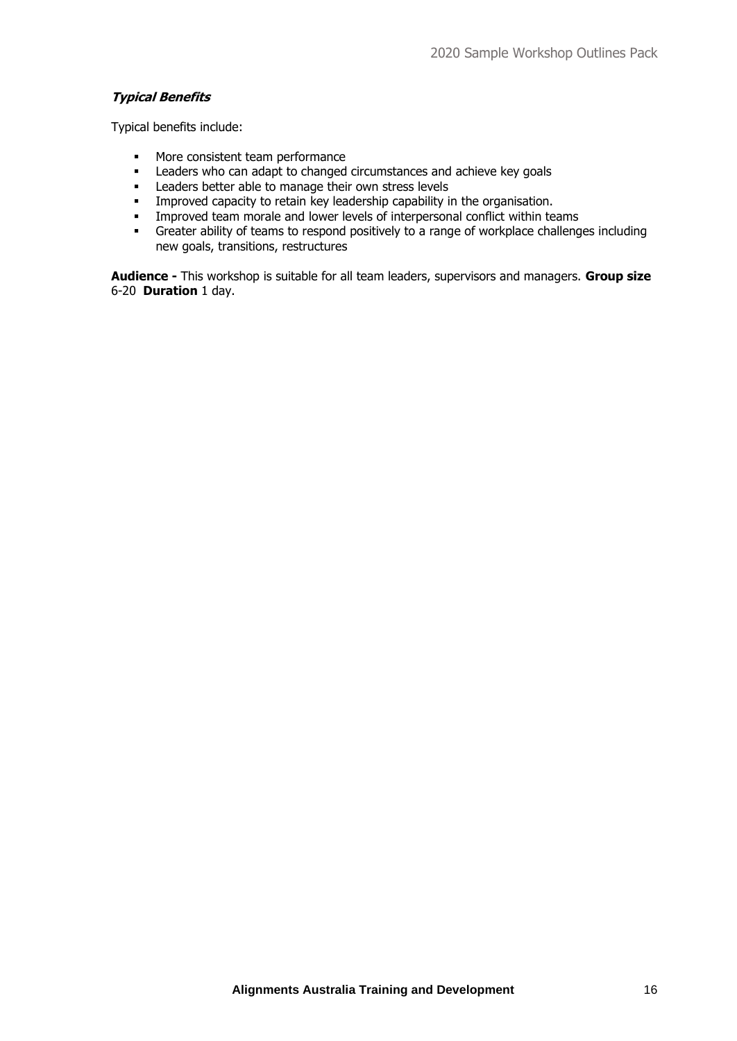***Typical Benefits***

Typical benefits include:

- More consistent team performance
- Leaders who can adapt to changed circumstances and achieve key goals
- Leaders better able to manage their own stress levels
- Improved capacity to retain key leadership capability in the organisation.
- Improved team morale and lower levels of interpersonal conflict within teams
- Greater ability of teams to respond positively to a range of workplace challenges including new goals, transitions, restructures

**Audience -** This workshop is suitable for all team leaders, supervisors and managers. **Group size** 6-20 **Duration** 1 day.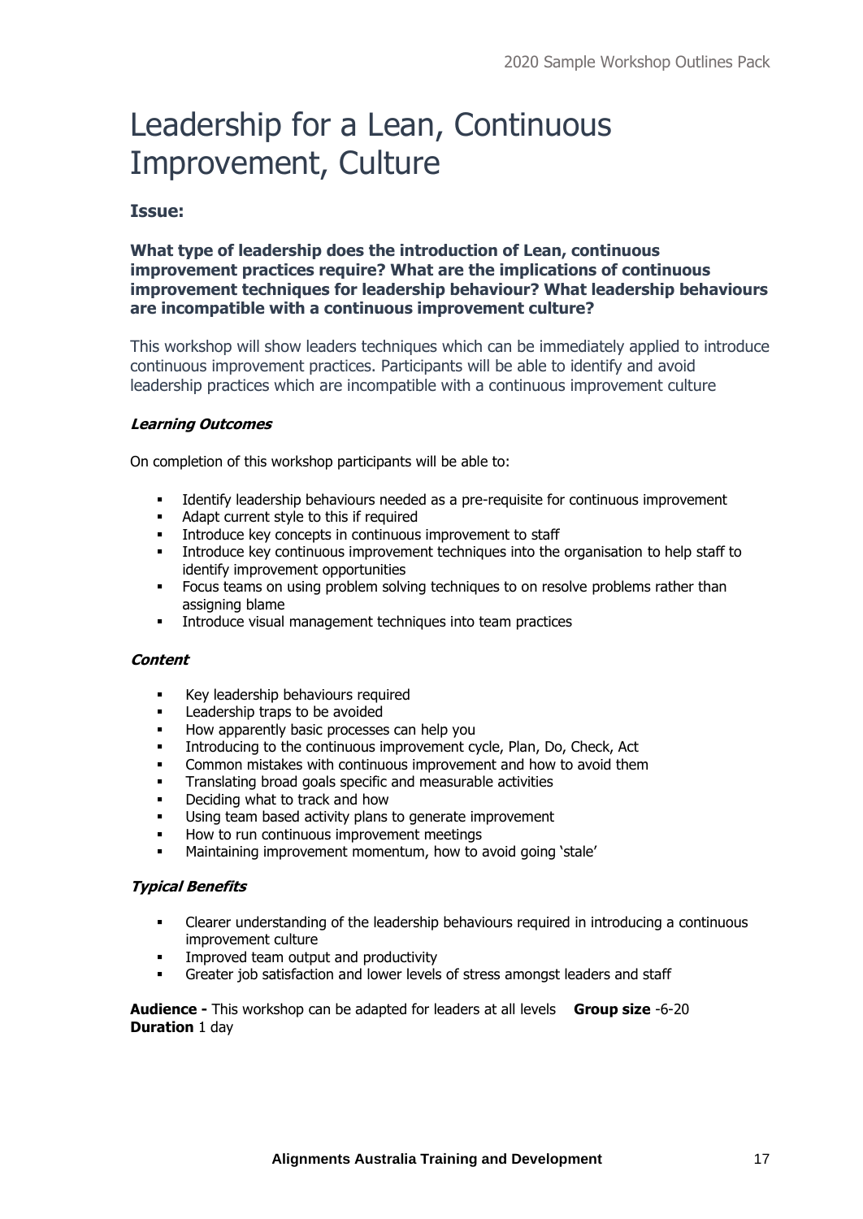# Leadership for a Lean, Continuous Improvement, Culture

### Issue:

**What type of leadership does the introduction of Lean, continuous improvement practices require? What are the implications of continuous improvement techniques for leadership behaviour? What leadership behaviours are incompatible with a continuous improvement culture?**

This workshop will show leaders techniques which can be immediately applied to introduce continuous improvement practices. Participants will be able to identify and avoid leadership practices which are incompatible with a continuous improvement culture

***Learning Outcomes***

On completion of this workshop participants will be able to:

- Identify leadership behaviours needed as a pre-requisite for continuous improvement
- Adapt current style to this if required
- Introduce key concepts in continuous improvement to staff
- Introduce key continuous improvement techniques into the organisation to help staff to identify improvement opportunities
- Focus teams on using problem solving techniques to on resolve problems rather than assigning blame
- Introduce visual management techniques into team practices

***Content***

- Key leadership behaviours required
- Leadership traps to be avoided
- How apparently basic processes can help you
- Introducing to the continuous improvement cycle, Plan, Do, Check, Act
- Common mistakes with continuous improvement and how to avoid them
- Translating broad goals specific and measurable activities
- Deciding what to track and how
- Using team based activity plans to generate improvement
- How to run continuous improvement meetings
- Maintaining improvement momentum, how to avoid going 'stale'

***Typical Benefits***

- Clearer understanding of the leadership behaviours required in introducing a continuous improvement culture
- Improved team output and productivity
- Greater job satisfaction and lower levels of stress amongst leaders and staff

**Audience -** This workshop can be adapted for leaders at all levels **Group size** -6-20
**Duration** 1 day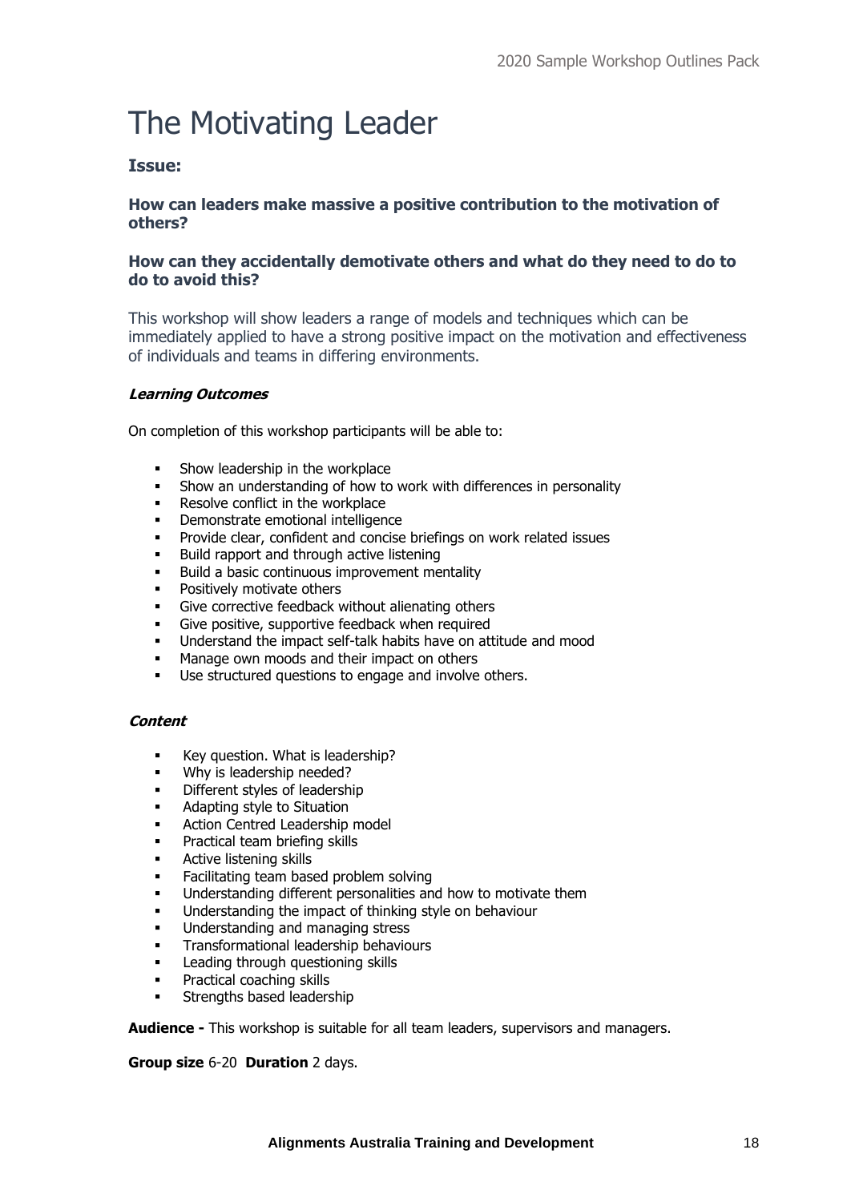# The Motivating Leader

### Issue:

**How can leaders make massive a positive contribution to the motivation of others?**

**How can they accidentally demotivate others and what do they need to do to do to avoid this?**

This workshop will show leaders a range of models and techniques which can be immediately applied to have a strong positive impact on the motivation and effectiveness of individuals and teams in differing environments.

***Learning Outcomes***

On completion of this workshop participants will be able to:

- Show leadership in the workplace
- Show an understanding of how to work with differences in personality
- Resolve conflict in the workplace
- Demonstrate emotional intelligence
- Provide clear, confident and concise briefings on work related issues
- Build rapport and through active listening
- Build a basic continuous improvement mentality
- Positively motivate others
- Give corrective feedback without alienating others
- Give positive, supportive feedback when required
- Understand the impact self-talk habits have on attitude and mood
- Manage own moods and their impact on others
- Use structured questions to engage and involve others.

***Content***

- Key question. What is leadership?
- Why is leadership needed?
- Different styles of leadership
- Adapting style to Situation
- Action Centred Leadership model
- Practical team briefing skills
- Active listening skills
- Facilitating team based problem solving
- Understanding different personalities and how to motivate them
- Understanding the impact of thinking style on behaviour
- Understanding and managing stress
- Transformational leadership behaviours
- Leading through questioning skills
- Practical coaching skills
- Strengths based leadership

**Audience -** This workshop is suitable for all team leaders, supervisors and managers.

**Group size** 6-20 **Duration** 2 days.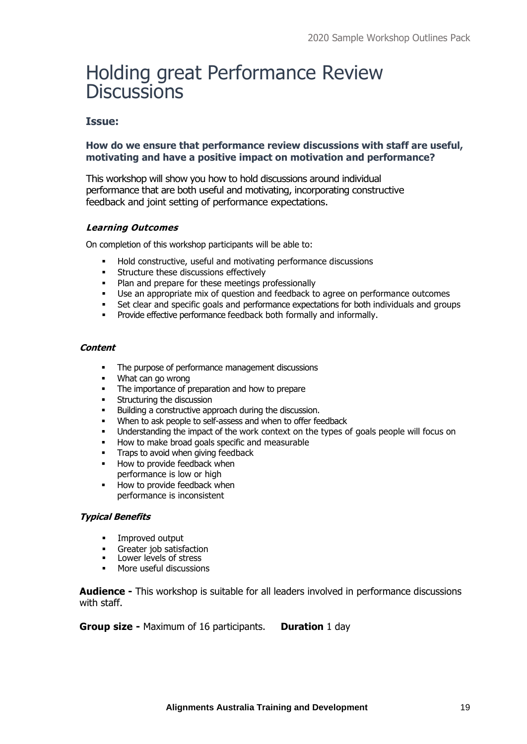# Holding great Performance Review Discussions

### Issue:

**How do we ensure that performance review discussions with staff are useful, motivating and have a positive impact on motivation and performance?**

This workshop will show you how to hold discussions around individual performance that are both useful and motivating, incorporating constructive feedback and joint setting of performance expectations.

***Learning Outcomes***

On completion of this workshop participants will be able to:

- Hold constructive, useful and motivating performance discussions
- Structure these discussions effectively
- Plan and prepare for these meetings professionally
- Use an appropriate mix of question and feedback to agree on performance outcomes
- Set clear and specific goals and performance expectations for both individuals and groups
- Provide effective performance feedback both formally and informally.

***Content***

- The purpose of performance management discussions
- What can go wrong
- The importance of preparation and how to prepare
- Structuring the discussion
- Building a constructive approach during the discussion.
- When to ask people to self-assess and when to offer feedback
- Understanding the impact of the work context on the types of goals people will focus on
- How to make broad goals specific and measurable
- Traps to avoid when giving feedback
- How to provide feedback when performance is low or high
- How to provide feedback when performance is inconsistent

***Typical Benefits***

- Improved output
- Greater job satisfaction
- Lower levels of stress
- More useful discussions

**Audience -** This workshop is suitable for all leaders involved in performance discussions with staff.

**Group size -** Maximum of 16 participants. **Duration** 1 day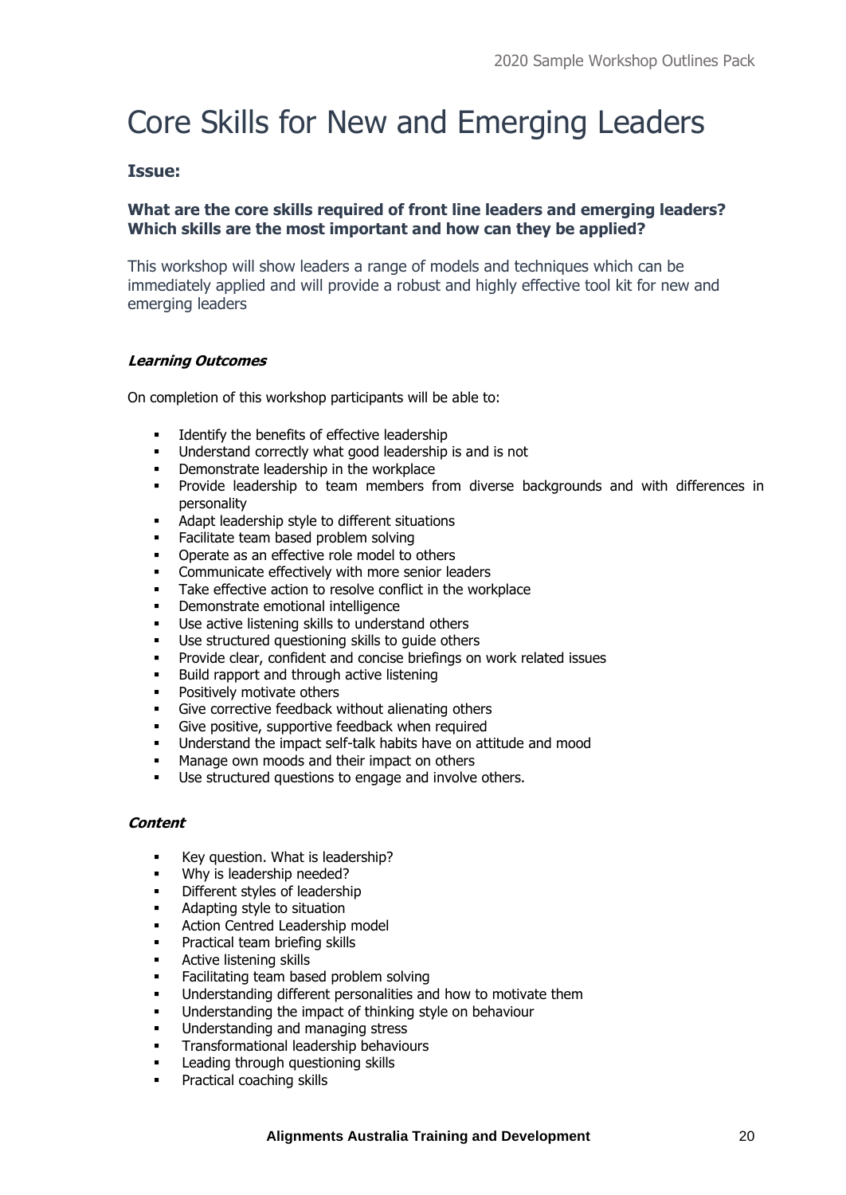# Core Skills for New and Emerging Leaders

### Issue:

**What are the core skills required of front line leaders and emerging leaders? Which skills are the most important and how can they be applied?**

This workshop will show leaders a range of models and techniques which can be immediately applied and will provide a robust and highly effective tool kit for new and emerging leaders

***Learning Outcomes***

On completion of this workshop participants will be able to:

- Identify the benefits of effective leadership
- Understand correctly what good leadership is and is not
- Demonstrate leadership in the workplace
- Provide leadership to team members from diverse backgrounds and with differences in personality
- Adapt leadership style to different situations
- Facilitate team based problem solving
- Operate as an effective role model to others
- Communicate effectively with more senior leaders
- Take effective action to resolve conflict in the workplace
- Demonstrate emotional intelligence
- Use active listening skills to understand others
- Use structured questioning skills to guide others
- Provide clear, confident and concise briefings on work related issues
- Build rapport and through active listening
- Positively motivate others
- Give corrective feedback without alienating others
- Give positive, supportive feedback when required
- Understand the impact self-talk habits have on attitude and mood
- Manage own moods and their impact on others
- Use structured questions to engage and involve others.

***Content***

- Key question. What is leadership?
- Why is leadership needed?
- Different styles of leadership
- Adapting style to situation
- Action Centred Leadership model
- Practical team briefing skills
- Active listening skills
- Facilitating team based problem solving
- Understanding different personalities and how to motivate them
- Understanding the impact of thinking style on behaviour
- Understanding and managing stress
- Transformational leadership behaviours
- Leading through questioning skills
- Practical coaching skills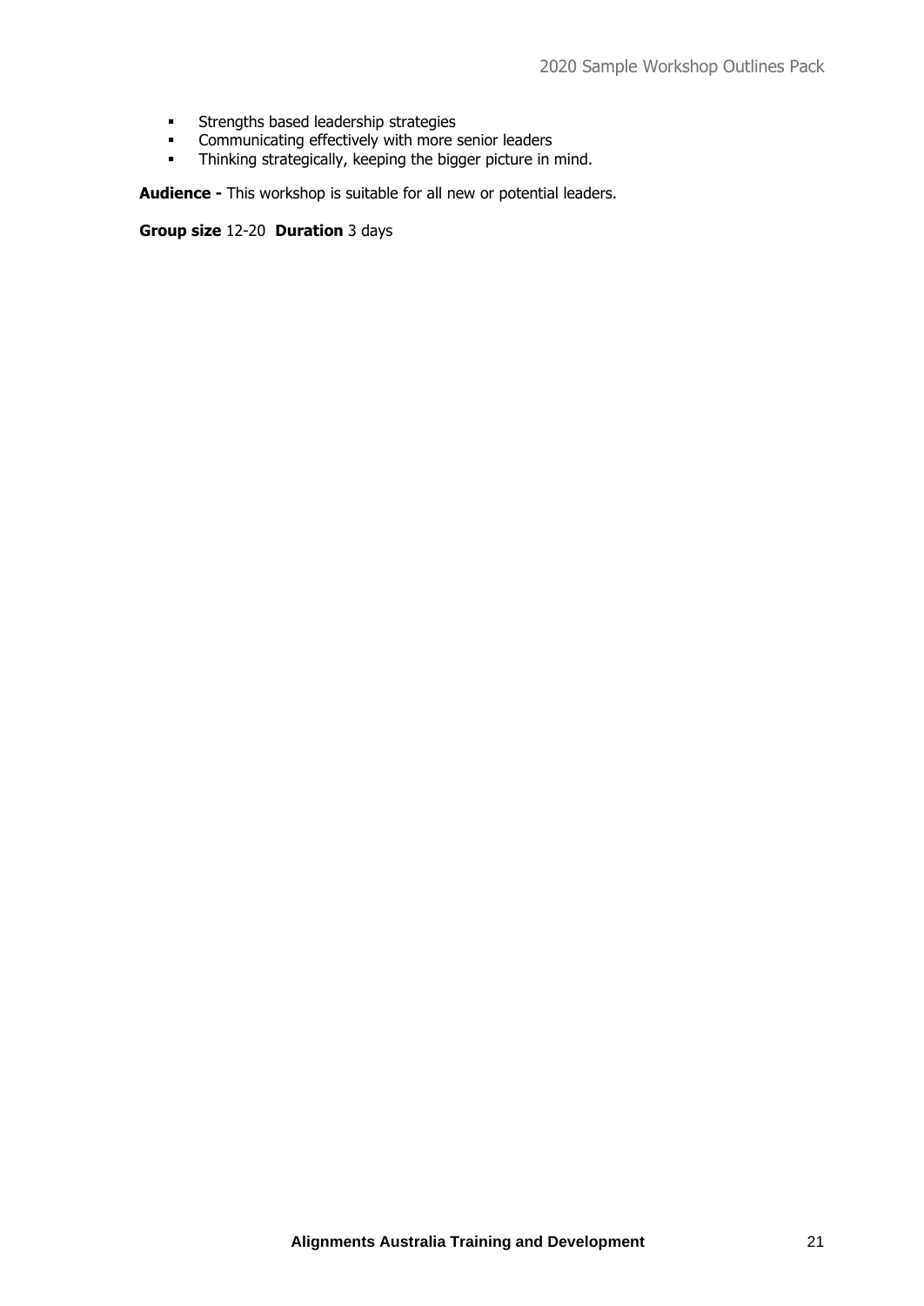- Strengths based leadership strategies
- Communicating effectively with more senior leaders
- Thinking strategically, keeping the bigger picture in mind.

**Audience -** This workshop is suitable for all new or potential leaders.

**Group size** 12-20 **Duration** 3 days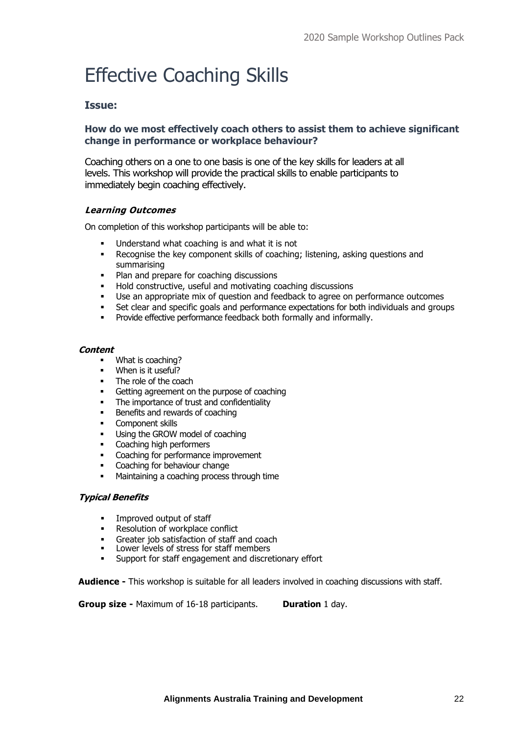# Effective Coaching Skills

### Issue:

**How do we most effectively coach others to assist them to achieve significant change in performance or workplace behaviour?**

Coaching others on a one to one basis is one of the key skills for leaders at all levels. This workshop will provide the practical skills to enable participants to immediately begin coaching effectively.

***Learning Outcomes***

On completion of this workshop participants will be able to:

- Understand what coaching is and what it is not
- Recognise the key component skills of coaching; listening, asking questions and summarising
- Plan and prepare for coaching discussions
- Hold constructive, useful and motivating coaching discussions
- Use an appropriate mix of question and feedback to agree on performance outcomes
- Set clear and specific goals and performance expectations for both individuals and groups
- Provide effective performance feedback both formally and informally.

***Content***

- What is coaching?
- When is it useful?
- The role of the coach
- Getting agreement on the purpose of coaching
- The importance of trust and confidentiality
- Benefits and rewards of coaching
- Component skills
- Using the GROW model of coaching
- Coaching high performers
- Coaching for performance improvement
- Coaching for behaviour change
- Maintaining a coaching process through time

***Typical Benefits***

- Improved output of staff
- Resolution of workplace conflict
- Greater job satisfaction of staff and coach
- Lower levels of stress for staff members
- Support for staff engagement and discretionary effort

**Audience -** This workshop is suitable for all leaders involved in coaching discussions with staff.

**Group size -** Maximum of 16-18 participants. **Duration** 1 day.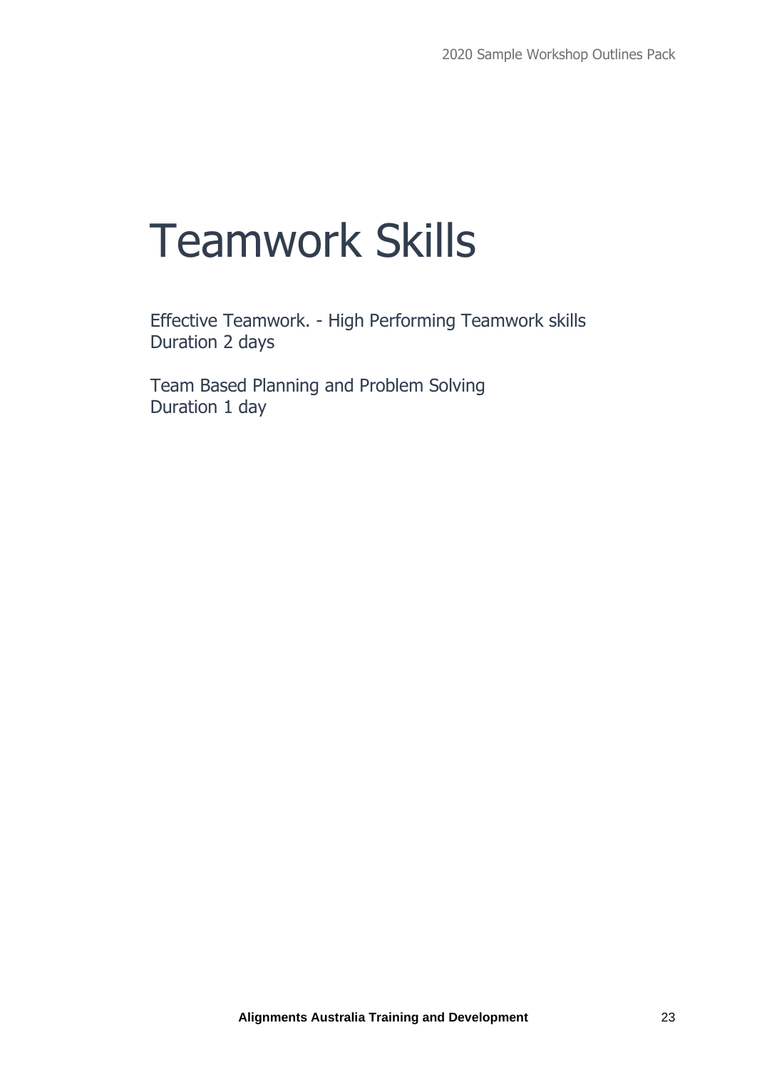# Teamwork Skills

Effective Teamwork. - High Performing Teamwork skills
Duration 2 days

Team Based Planning and Problem Solving
Duration 1 day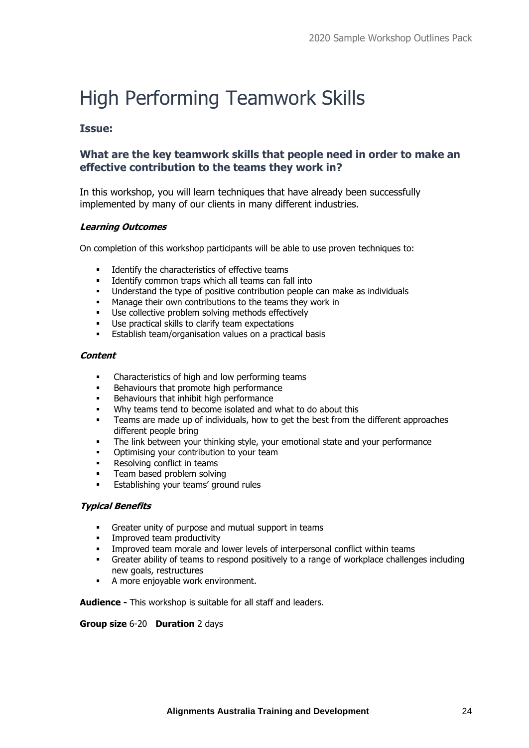# High Performing Teamwork Skills

### Issue:

### What are the key teamwork skills that people need in order to make an effective contribution to the teams they work in?

In this workshop, you will learn techniques that have already been successfully implemented by many of our clients in many different industries.

***Learning Outcomes***

On completion of this workshop participants will be able to use proven techniques to:

- Identify the characteristics of effective teams
- Identify common traps which all teams can fall into
- Understand the type of positive contribution people can make as individuals
- Manage their own contributions to the teams they work in
- Use collective problem solving methods effectively
- Use practical skills to clarify team expectations
- Establish team/organisation values on a practical basis

***Content***

- Characteristics of high and low performing teams
- Behaviours that promote high performance
- Behaviours that inhibit high performance
- Why teams tend to become isolated and what to do about this
- Teams are made up of individuals, how to get the best from the different approaches different people bring
- The link between your thinking style, your emotional state and your performance
- Optimising your contribution to your team
- Resolving conflict in teams
- Team based problem solving
- Establishing your teams' ground rules

***Typical Benefits***

- Greater unity of purpose and mutual support in teams
- Improved team productivity
- Improved team morale and lower levels of interpersonal conflict within teams
- Greater ability of teams to respond positively to a range of workplace challenges including new goals, restructures
- A more enjoyable work environment.

**Audience -** This workshop is suitable for all staff and leaders.

**Group size** 6-20 **Duration** 2 days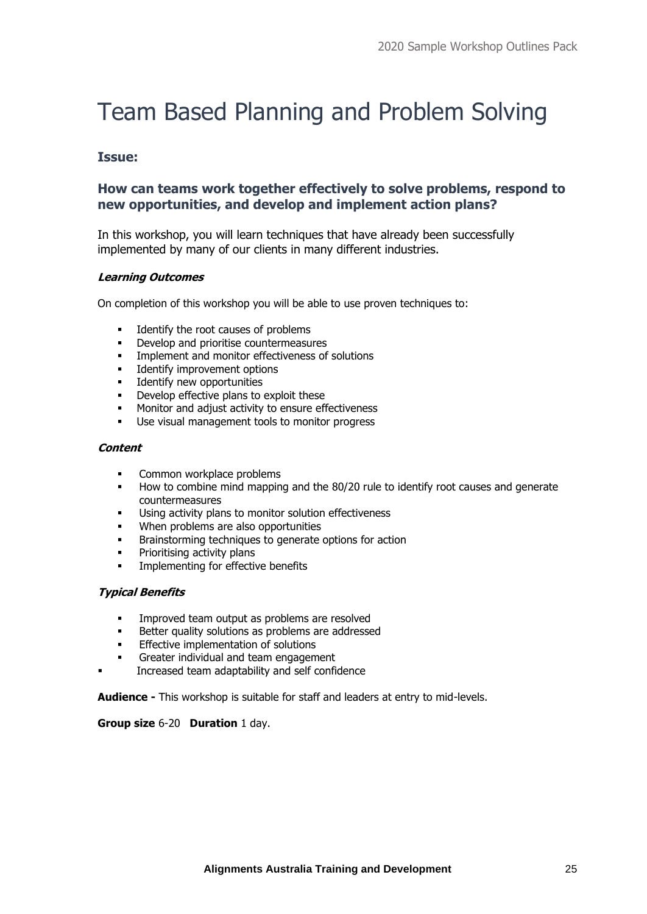# Team Based Planning and Problem Solving

### Issue:

### How can teams work together effectively to solve problems, respond to new opportunities, and develop and implement action plans?

In this workshop, you will learn techniques that have already been successfully implemented by many of our clients in many different industries.

***Learning Outcomes***

On completion of this workshop you will be able to use proven techniques to:

- Identify the root causes of problems
- Develop and prioritise countermeasures
- Implement and monitor effectiveness of solutions
- Identify improvement options
- Identify new opportunities
- Develop effective plans to exploit these
- Monitor and adjust activity to ensure effectiveness
- Use visual management tools to monitor progress

***Content***

- Common workplace problems
- How to combine mind mapping and the 80/20 rule to identify root causes and generate countermeasures
- Using activity plans to monitor solution effectiveness
- When problems are also opportunities
- Brainstorming techniques to generate options for action
- Prioritising activity plans
- Implementing for effective benefits

***Typical Benefits***

- Improved team output as problems are resolved
- Better quality solutions as problems are addressed
- Effective implementation of solutions
- Greater individual and team engagement
- Increased team adaptability and self confidence

**Audience -** This workshop is suitable for staff and leaders at entry to mid-levels.

**Group size** 6-20 **Duration** 1 day.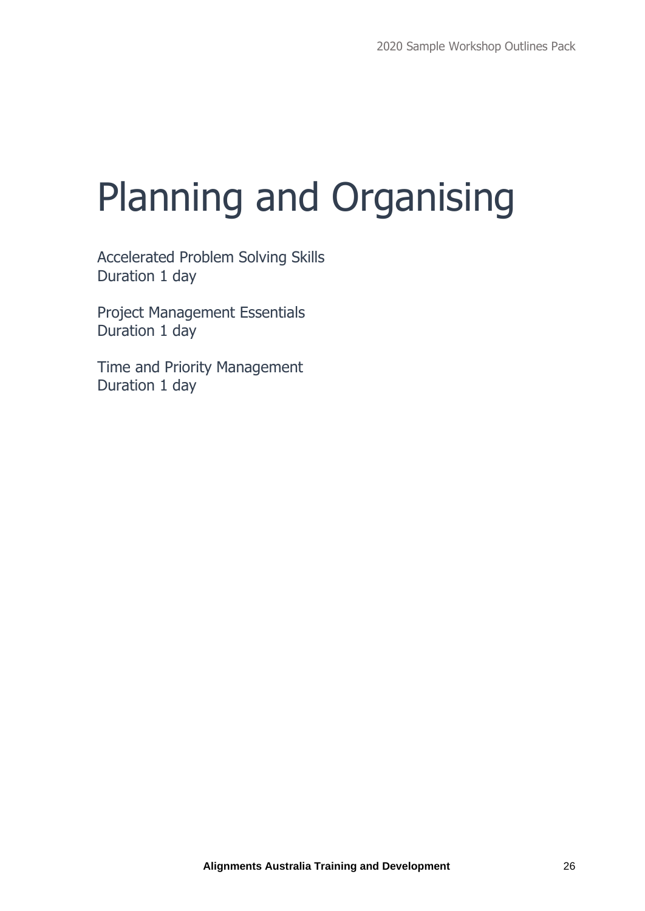# Planning and Organising

Accelerated Problem Solving Skills
Duration 1 day

Project Management Essentials
Duration 1 day

Time and Priority Management
Duration 1 day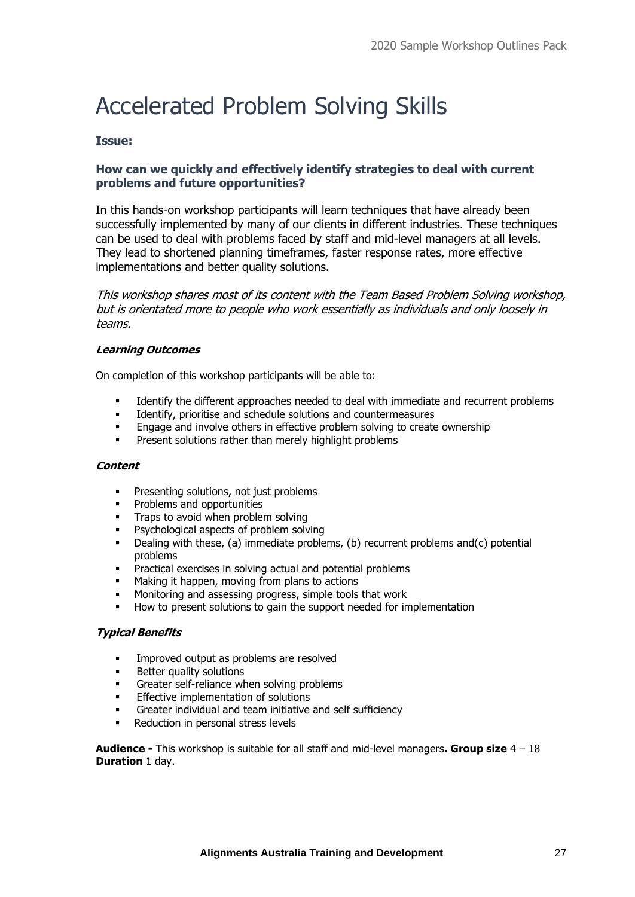# Accelerated Problem Solving Skills

**Issue:**

**How can we quickly and effectively identify strategies to deal with current problems and future opportunities?**

In this hands-on workshop participants will learn techniques that have already been successfully implemented by many of our clients in different industries. These techniques can be used to deal with problems faced by staff and mid-level managers at all levels. They lead to shortened planning timeframes, faster response rates, more effective implementations and better quality solutions.

*This workshop shares most of its content with the Team Based Problem Solving workshop, but is orientated more to people who work essentially as individuals and only loosely in teams.*

***Learning Outcomes***

On completion of this workshop participants will be able to:

- Identify the different approaches needed to deal with immediate and recurrent problems
- Identify, prioritise and schedule solutions and countermeasures
- Engage and involve others in effective problem solving to create ownership
- Present solutions rather than merely highlight problems

***Content***

- Presenting solutions, not just problems
- Problems and opportunities
- Traps to avoid when problem solving
- Psychological aspects of problem solving
- Dealing with these, (a) immediate problems, (b) recurrent problems and(c) potential problems
- Practical exercises in solving actual and potential problems
- Making it happen, moving from plans to actions
- Monitoring and assessing progress, simple tools that work
- How to present solutions to gain the support needed for implementation

***Typical Benefits***

- Improved output as problems are resolved
- Better quality solutions
- Greater self-reliance when solving problems
- Effective implementation of solutions
- Greater individual and team initiative and self sufficiency
- Reduction in personal stress levels

**Audience -** This workshop is suitable for all staff and mid-level managers**. Group size** 4 – 18 **Duration** 1 day.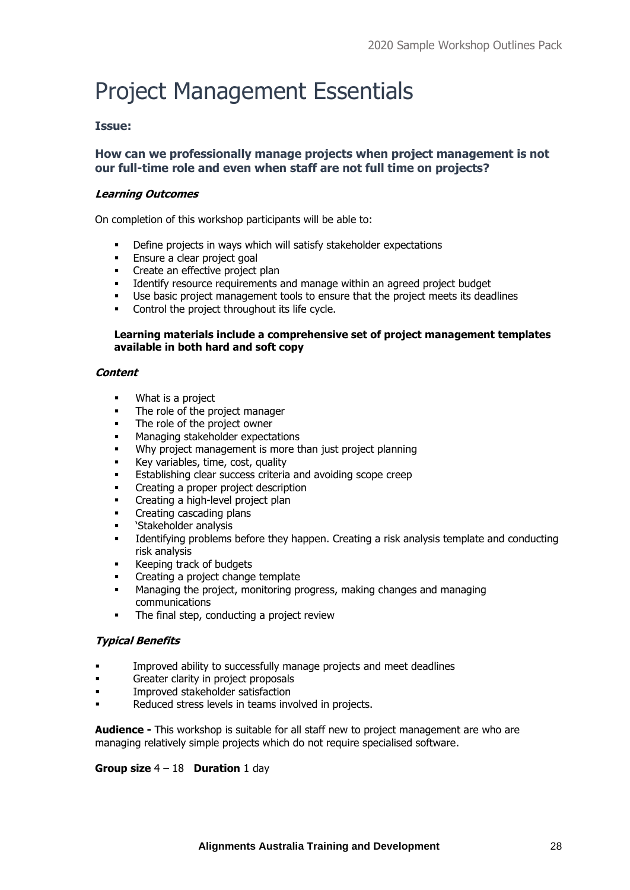# Project Management Essentials

### Issue:

### How can we professionally manage projects when project management is not our full-time role and even when staff are not full time on projects?

***Learning Outcomes***

On completion of this workshop participants will be able to:

- Define projects in ways which will satisfy stakeholder expectations
- Ensure a clear project goal
- Create an effective project plan
- Identify resource requirements and manage within an agreed project budget
- Use basic project management tools to ensure that the project meets its deadlines
- Control the project throughout its life cycle.

**Learning materials include a comprehensive set of project management templates available in both hard and soft copy**

***Content***

- What is a project
- The role of the project manager
- The role of the project owner
- Managing stakeholder expectations
- Why project management is more than just project planning
- Key variables, time, cost, quality
- Establishing clear success criteria and avoiding scope creep
- Creating a proper project description
- Creating a high-level project plan
- Creating cascading plans
- 'Stakeholder analysis
- Identifying problems before they happen. Creating a risk analysis template and conducting risk analysis
- Keeping track of budgets
- Creating a project change template
- Managing the project, monitoring progress, making changes and managing communications
- The final step, conducting a project review

***Typical Benefits***

- Improved ability to successfully manage projects and meet deadlines
- Greater clarity in project proposals
- Improved stakeholder satisfaction
- Reduced stress levels in teams involved in projects.

**Audience -** This workshop is suitable for all staff new to project management are who are managing relatively simple projects which do not require specialised software.

**Group size** 4 – 18 **Duration** 1 day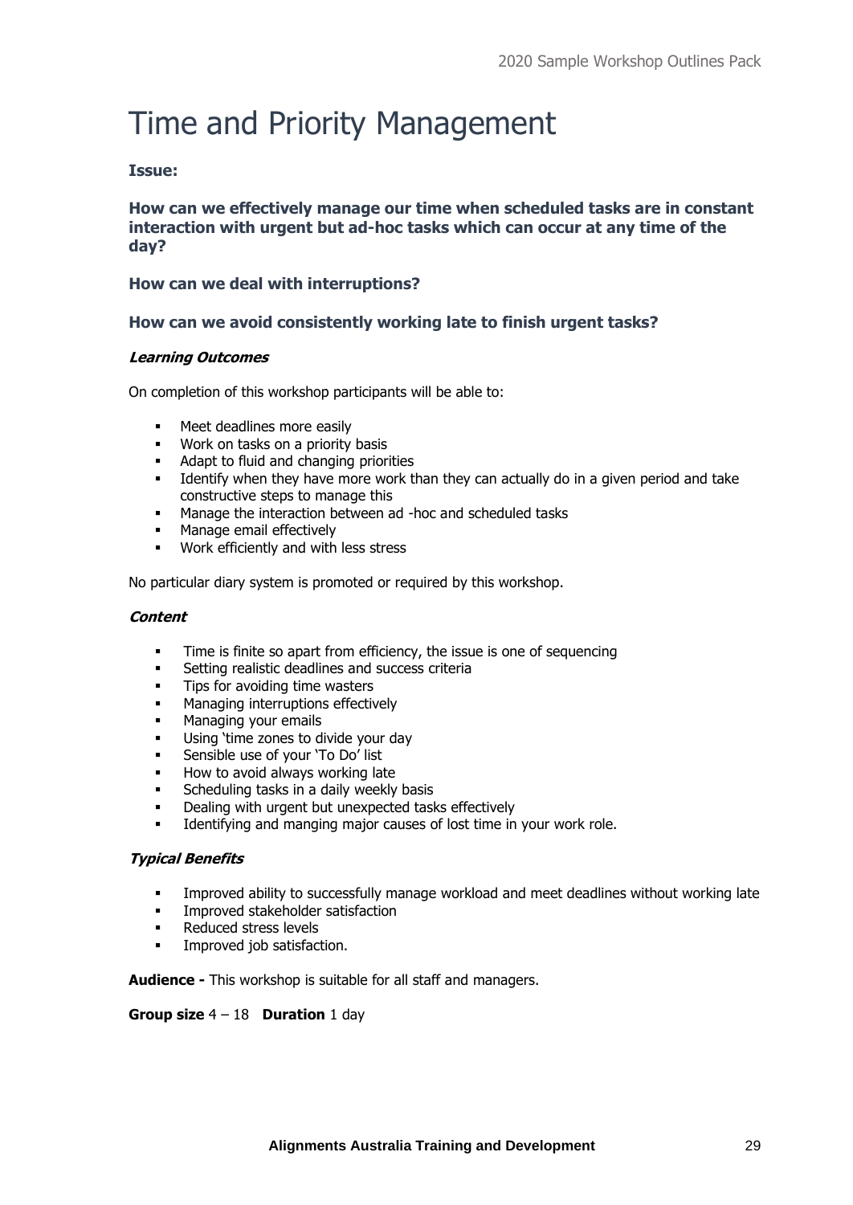# Time and Priority Management

**Issue:**

**How can we effectively manage our time when scheduled tasks are in constant interaction with urgent but ad-hoc tasks which can occur at any time of the day?**

**How can we deal with interruptions?**

**How can we avoid consistently working late to finish urgent tasks?**

***Learning Outcomes***

On completion of this workshop participants will be able to:

- Meet deadlines more easily
- Work on tasks on a priority basis
- Adapt to fluid and changing priorities
- Identify when they have more work than they can actually do in a given period and take constructive steps to manage this
- Manage the interaction between ad -hoc and scheduled tasks
- Manage email effectively
- Work efficiently and with less stress

No particular diary system is promoted or required by this workshop.

***Content***

- Time is finite so apart from efficiency, the issue is one of sequencing
- Setting realistic deadlines and success criteria
- Tips for avoiding time wasters
- Managing interruptions effectively
- Managing your emails
- Using 'time zones to divide your day
- Sensible use of your 'To Do' list
- How to avoid always working late
- Scheduling tasks in a daily weekly basis
- Dealing with urgent but unexpected tasks effectively
- Identifying and manging major causes of lost time in your work role.

***Typical Benefits***

- Improved ability to successfully manage workload and meet deadlines without working late
- Improved stakeholder satisfaction
- Reduced stress levels
- Improved job satisfaction.

**Audience -** This workshop is suitable for all staff and managers.

**Group size** 4 – 18 **Duration** 1 day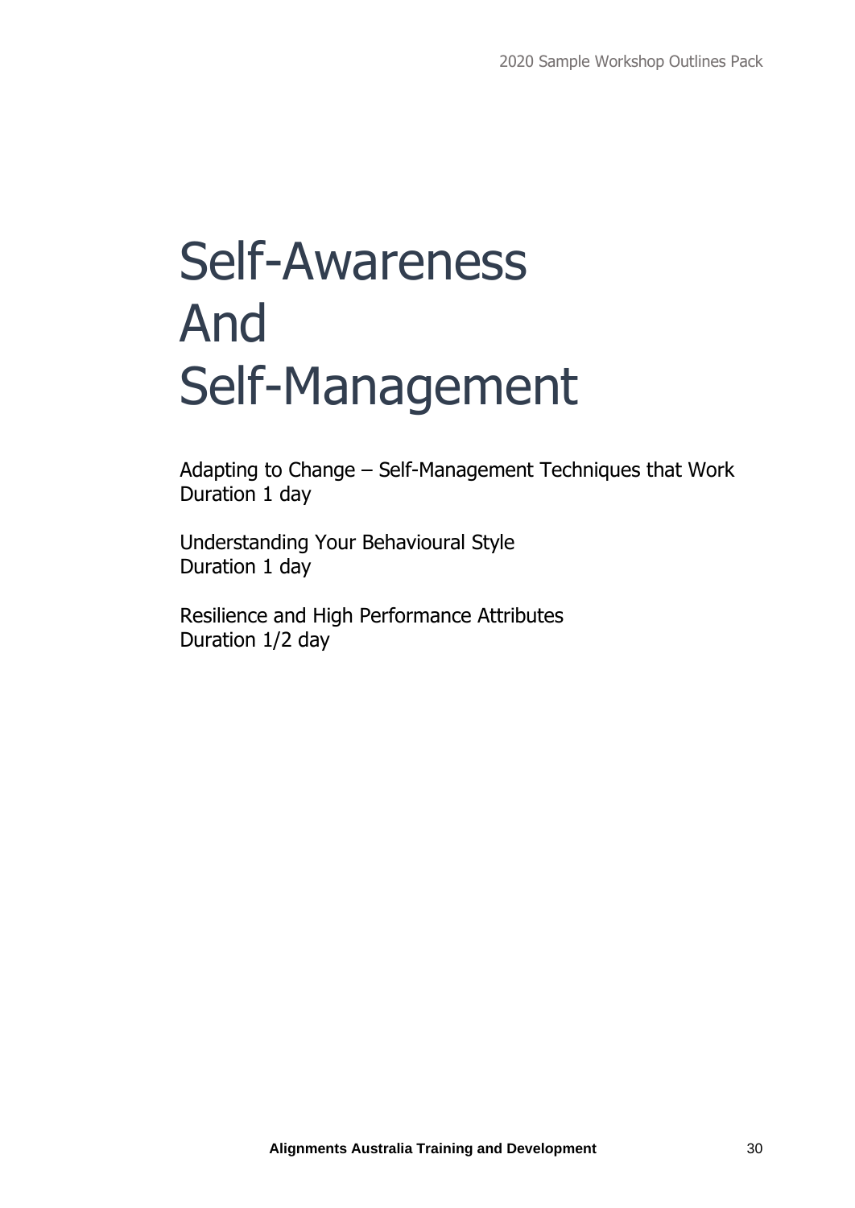# Self-Awareness And Self-Management

Adapting to Change – Self-Management Techniques that Work
Duration 1 day

Understanding Your Behavioural Style
Duration 1 day

Resilience and High Performance Attributes
Duration 1/2 day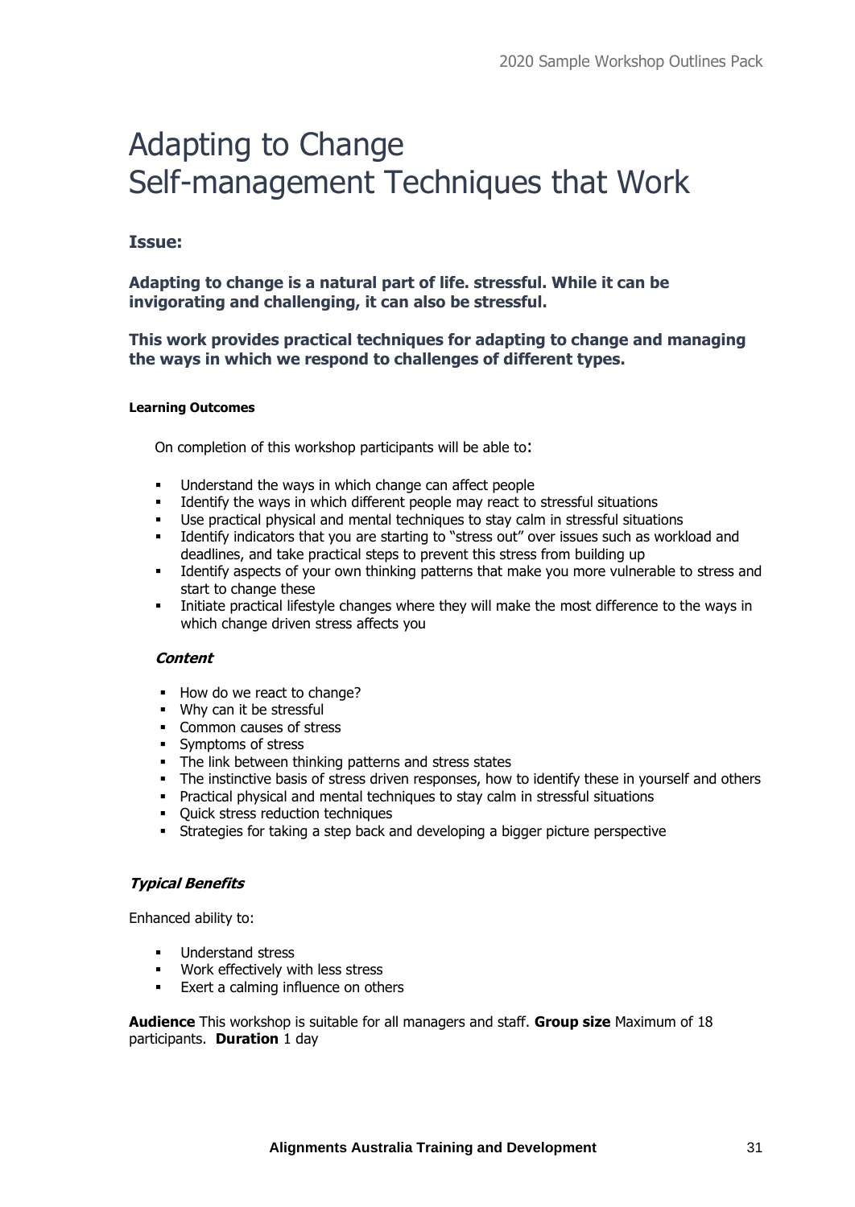# Adapting to Change
# Self-management Techniques that Work

### Issue:

**Adapting to change is a natural part of life. stressful. While it can be invigorating and challenging, it can also be stressful.**

**This work provides practical techniques for adapting to change and managing the ways in which we respond to challenges of different types.**

#### Learning Outcomes

On completion of this workshop participants will be able to:

- Understand the ways in which change can affect people
- Identify the ways in which different people may react to stressful situations
- Use practical physical and mental techniques to stay calm in stressful situations
- Identify indicators that you are starting to "stress out" over issues such as workload and deadlines, and take practical steps to prevent this stress from building up
- Identify aspects of your own thinking patterns that make you more vulnerable to stress and start to change these
- Initiate practical lifestyle changes where they will make the most difference to the ways in which change driven stress affects you

***Content***

- How do we react to change?
- Why can it be stressful
- Common causes of stress
- Symptoms of stress
- The link between thinking patterns and stress states
- The instinctive basis of stress driven responses, how to identify these in yourself and others
- Practical physical and mental techniques to stay calm in stressful situations
- Quick stress reduction techniques
- Strategies for taking a step back and developing a bigger picture perspective

***Typical Benefits***

Enhanced ability to:

- Understand stress
- Work effectively with less stress
- Exert a calming influence on others

**Audience** This workshop is suitable for all managers and staff. **Group size** Maximum of 18 participants. **Duration** 1 day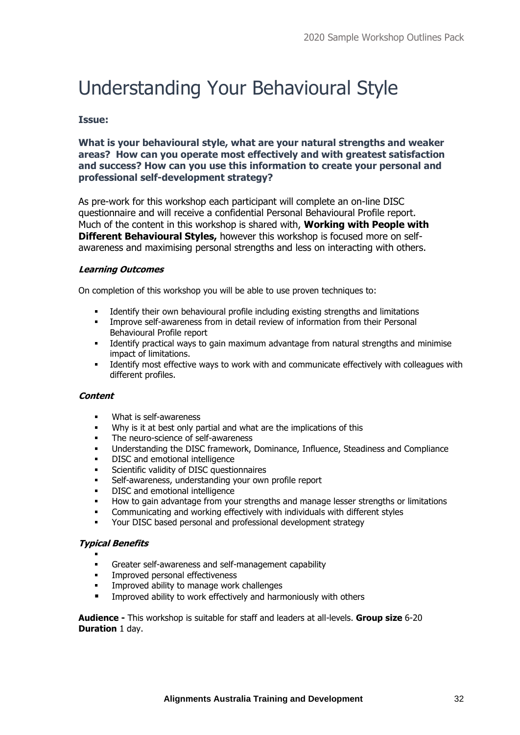# Understanding Your Behavioural Style

**Issue:**

**What is your behavioural style, what are your natural strengths and weaker areas? How can you operate most effectively and with greatest satisfaction and success? How can you use this information to create your personal and professional self-development strategy?**

As pre-work for this workshop each participant will complete an on-line DISC questionnaire and will receive a confidential Personal Behavioural Profile report. Much of the content in this workshop is shared with, **Working with People with Different Behavioural Styles,** however this workshop is focused more on self-awareness and maximising personal strengths and less on interacting with others.

***Learning Outcomes***

On completion of this workshop you will be able to use proven techniques to:

- Identify their own behavioural profile including existing strengths and limitations
- Improve self-awareness from in detail review of information from their Personal Behavioural Profile report
- Identify practical ways to gain maximum advantage from natural strengths and minimise impact of limitations.
- Identify most effective ways to work with and communicate effectively with colleagues with different profiles.

***Content***

- What is self-awareness
- Why is it at best only partial and what are the implications of this
- The neuro-science of self-awareness
- Understanding the DISC framework, Dominance, Influence, Steadiness and Compliance
- DISC and emotional intelligence
- Scientific validity of DISC questionnaires
- Self-awareness, understanding your own profile report
- DISC and emotional intelligence
- How to gain advantage from your strengths and manage lesser strengths or limitations
- Communicating and working effectively with individuals with different styles
- Your DISC based personal and professional development strategy

***Typical Benefits***

- Greater self-awareness and self-management capability
- Improved personal effectiveness
- Improved ability to manage work challenges
- Improved ability to work effectively and harmoniously with others

**Audience -** This workshop is suitable for staff and leaders at all-levels. **Group size** 6-20
**Duration** 1 day.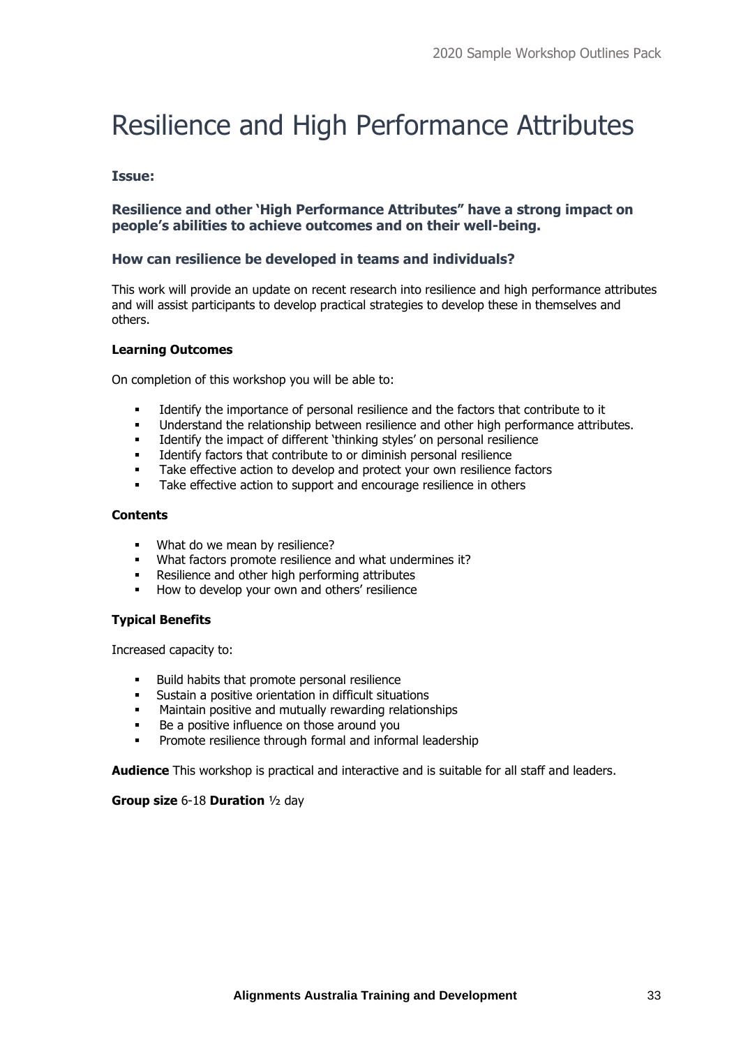# Resilience and High Performance Attributes

### Issue:

### Resilience and other 'High Performance Attributes" have a strong impact on people's abilities to achieve outcomes and on their well-being.

### How can resilience be developed in teams and individuals?

This work will provide an update on recent research into resilience and high performance attributes and will assist participants to develop practical strategies to develop these in themselves and others.

**Learning Outcomes**

On completion of this workshop you will be able to:

- Identify the importance of personal resilience and the factors that contribute to it
- Understand the relationship between resilience and other high performance attributes.
- Identify the impact of different 'thinking styles' on personal resilience
- Identify factors that contribute to or diminish personal resilience
- Take effective action to develop and protect your own resilience factors
- Take effective action to support and encourage resilience in others

**Contents**

- What do we mean by resilience?
- What factors promote resilience and what undermines it?
- Resilience and other high performing attributes
- How to develop your own and others' resilience

**Typical Benefits**

Increased capacity to:

- Build habits that promote personal resilience
- Sustain a positive orientation in difficult situations
- Maintain positive and mutually rewarding relationships
- Be a positive influence on those around you
- Promote resilience through formal and informal leadership

**Audience** This workshop is practical and interactive and is suitable for all staff and leaders.

**Group size** 6-18 **Duration** ½ day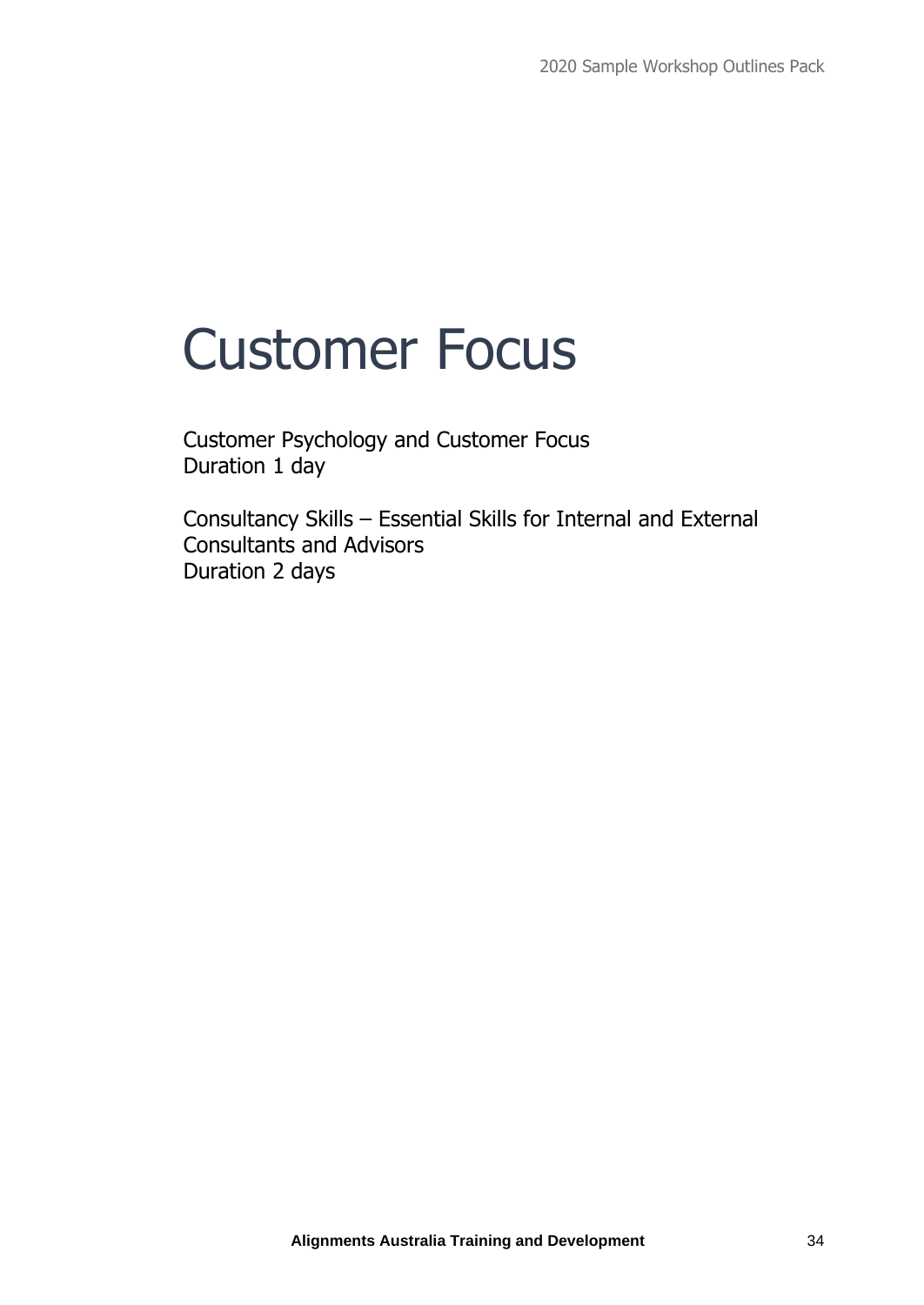# Customer Focus

Customer Psychology and Customer Focus
Duration 1 day

Consultancy Skills – Essential Skills for Internal and External Consultants and Advisors
Duration 2 days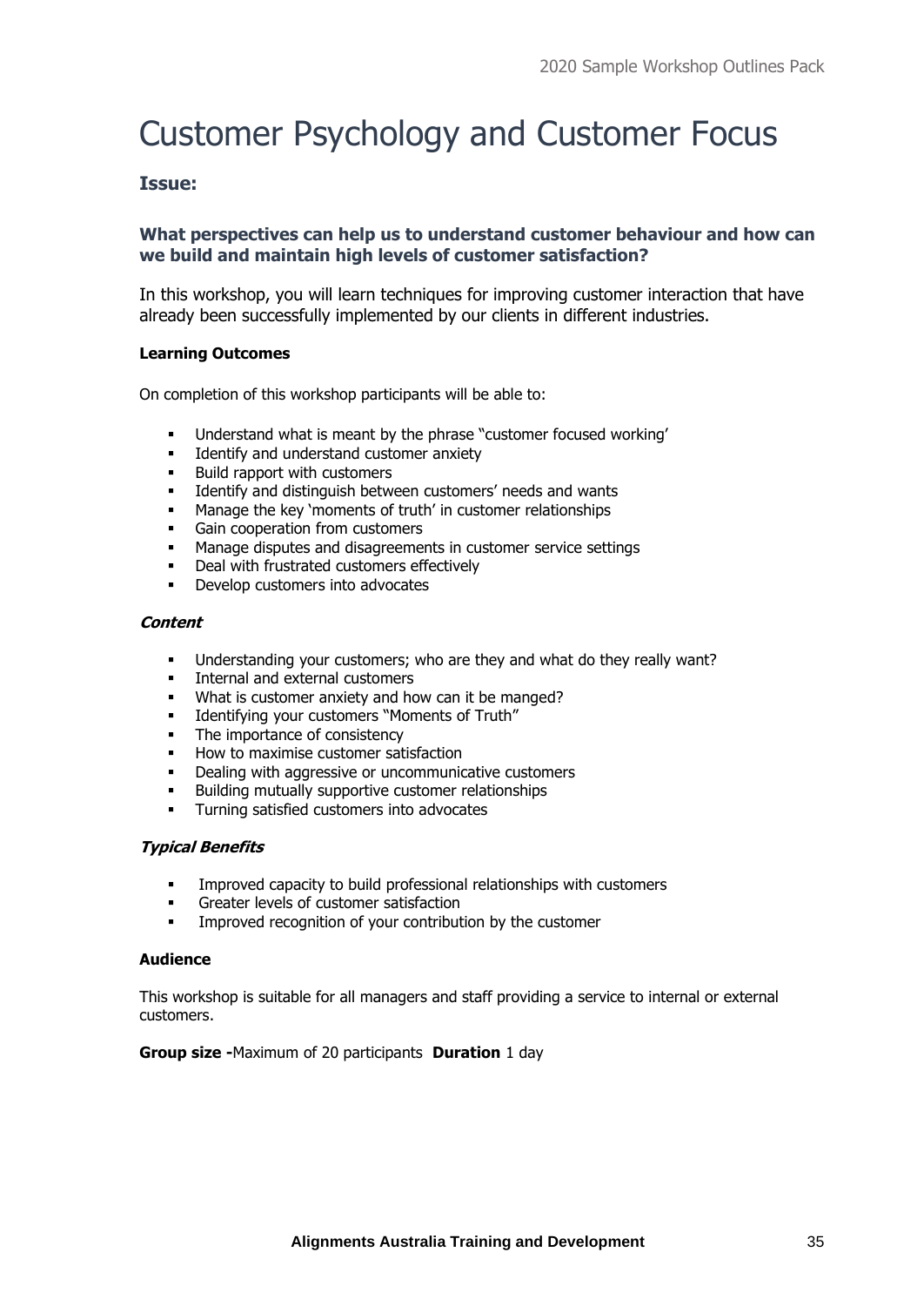# Customer Psychology and Customer Focus

## Issue:

### What perspectives can help us to understand customer behaviour and how can we build and maintain high levels of customer satisfaction?

In this workshop, you will learn techniques for improving customer interaction that have already been successfully implemented by our clients in different industries.

**Learning Outcomes**

On completion of this workshop participants will be able to:

- Understand what is meant by the phrase "customer focused working'
- Identify and understand customer anxiety
- Build rapport with customers
- Identify and distinguish between customers' needs and wants
- Manage the key 'moments of truth' in customer relationships
- Gain cooperation from customers
- Manage disputes and disagreements in customer service settings
- Deal with frustrated customers effectively
- Develop customers into advocates

***Content***

- Understanding your customers; who are they and what do they really want?
- Internal and external customers
- What is customer anxiety and how can it be manged?
- Identifying your customers "Moments of Truth"
- The importance of consistency
- How to maximise customer satisfaction
- Dealing with aggressive or uncommunicative customers
- Building mutually supportive customer relationships
- Turning satisfied customers into advocates

***Typical Benefits***

- Improved capacity to build professional relationships with customers
- Greater levels of customer satisfaction
- Improved recognition of your contribution by the customer

**Audience**

This workshop is suitable for all managers and staff providing a service to internal or external customers.

**Group size -**Maximum of 20 participants **Duration** 1 day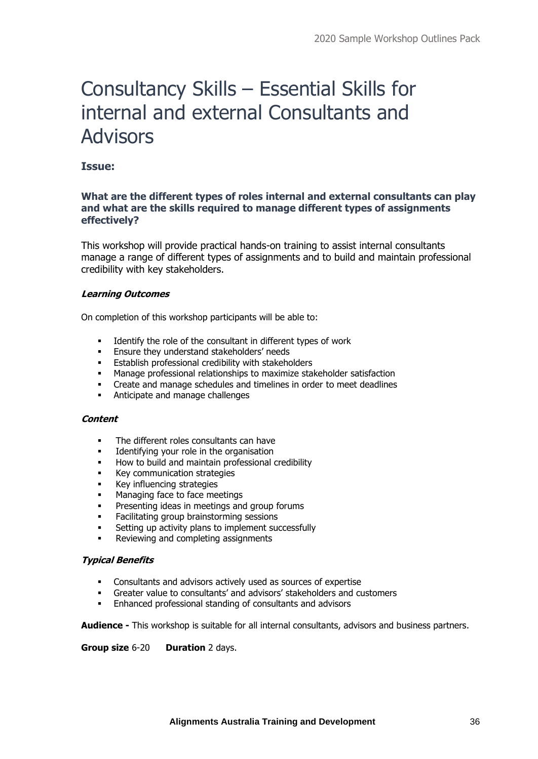# Consultancy Skills – Essential Skills for internal and external Consultants and Advisors

### Issue:

**What are the different types of roles internal and external consultants can play and what are the skills required to manage different types of assignments effectively?**

This workshop will provide practical hands-on training to assist internal consultants manage a range of different types of assignments and to build and maintain professional credibility with key stakeholders.

***Learning Outcomes***

On completion of this workshop participants will be able to:

- Identify the role of the consultant in different types of work
- Ensure they understand stakeholders' needs
- Establish professional credibility with stakeholders
- Manage professional relationships to maximize stakeholder satisfaction
- Create and manage schedules and timelines in order to meet deadlines
- Anticipate and manage challenges

***Content***

- The different roles consultants can have
- Identifying your role in the organisation
- How to build and maintain professional credibility
- Key communication strategies
- Key influencing strategies
- Managing face to face meetings
- Presenting ideas in meetings and group forums
- Facilitating group brainstorming sessions
- Setting up activity plans to implement successfully
- Reviewing and completing assignments

***Typical Benefits***

- Consultants and advisors actively used as sources of expertise
- Greater value to consultants' and advisors' stakeholders and customers
- Enhanced professional standing of consultants and advisors

**Audience -** This workshop is suitable for all internal consultants, advisors and business partners.

**Group size** 6-20 **Duration** 2 days.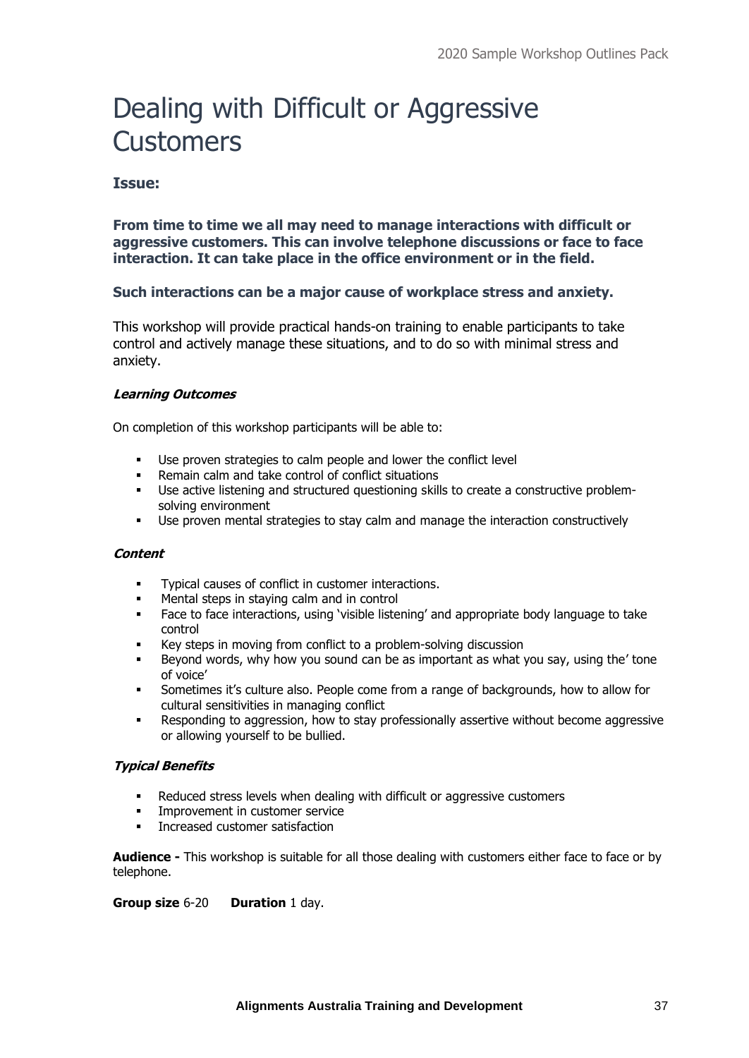# Dealing with Difficult or Aggressive Customers

**Issue:**

**From time to time we all may need to manage interactions with difficult or aggressive customers. This can involve telephone discussions or face to face interaction. It can take place in the office environment or in the field.**

**Such interactions can be a major cause of workplace stress and anxiety.**

This workshop will provide practical hands-on training to enable participants to take control and actively manage these situations, and to do so with minimal stress and anxiety.

***Learning Outcomes***

On completion of this workshop participants will be able to:

- Use proven strategies to calm people and lower the conflict level
- Remain calm and take control of conflict situations
- Use active listening and structured questioning skills to create a constructive problem-solving environment
- Use proven mental strategies to stay calm and manage the interaction constructively

***Content***

- Typical causes of conflict in customer interactions.
- Mental steps in staying calm and in control
- Face to face interactions, using 'visible listening' and appropriate body language to take control
- Key steps in moving from conflict to a problem-solving discussion
- Beyond words, why how you sound can be as important as what you say, using the' tone of voice'
- Sometimes it's culture also. People come from a range of backgrounds, how to allow for cultural sensitivities in managing conflict
- Responding to aggression, how to stay professionally assertive without become aggressive or allowing yourself to be bullied.

***Typical Benefits***

- Reduced stress levels when dealing with difficult or aggressive customers
- Improvement in customer service
- Increased customer satisfaction

**Audience -** This workshop is suitable for all those dealing with customers either face to face or by telephone.

**Group size** 6-20 **Duration** 1 day.

**Alignments Australia Training and Development**